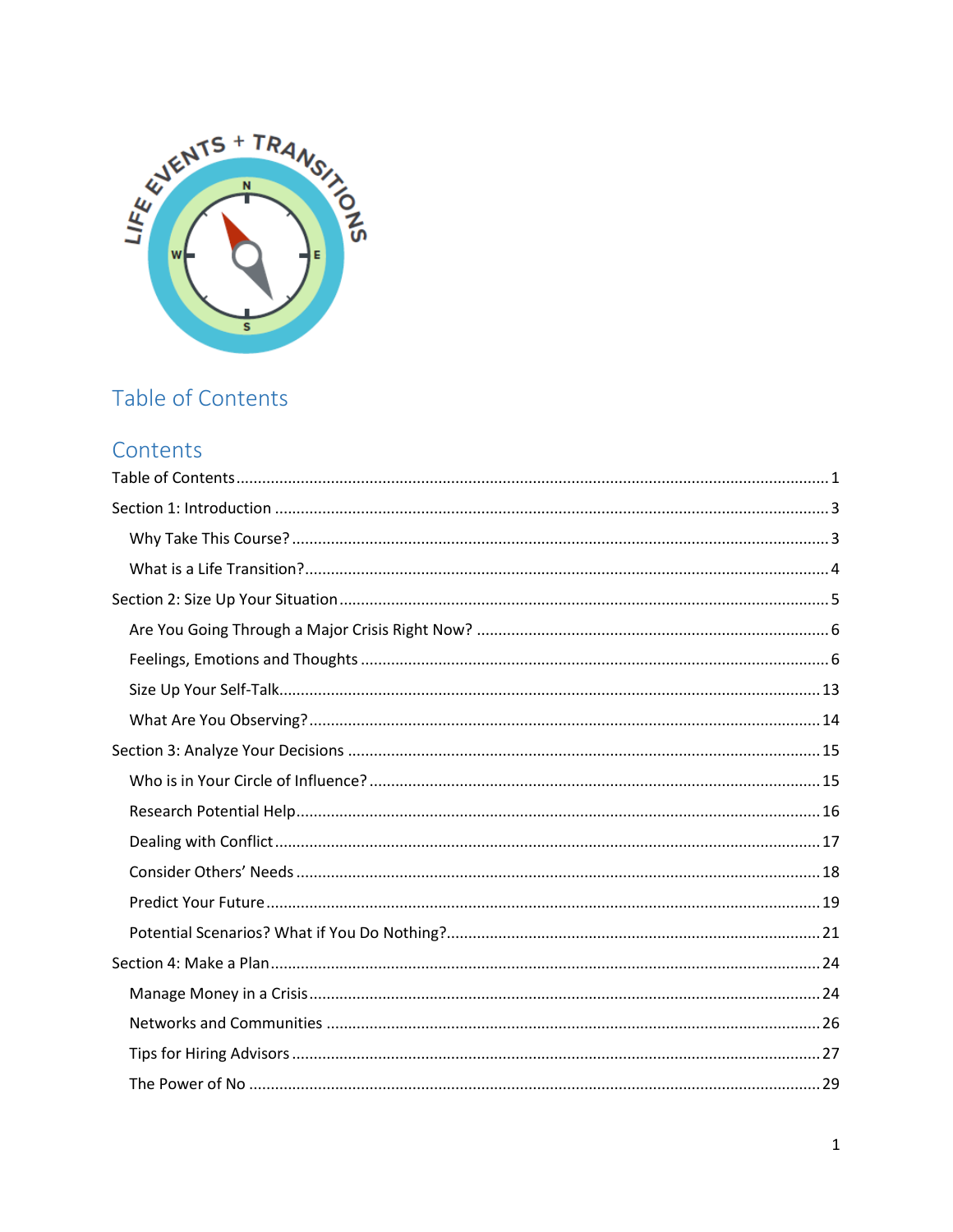# Table of Contents

## Contents

Table of Contents ..... 1

Section 1: Introduction ..... 3

- Why Take This Course? ..... 3
- What is a Life Transition? ..... 4

Section 2: Size Up Your Situation ..... 5

- Are You Going Through a Major Crisis Right Now? ..... 6
- Feelings, Emotions and Thoughts ..... 6
- Size Up Your Self-Talk ..... 13
- What Are You Observing? ..... 14

Section 3: Analyze Your Decisions ..... 15

- Who is in Your Circle of Influence? ..... 15
- Research Potential Help ..... 16
- Dealing with Conflict ..... 17
- Consider Others' Needs ..... 18
- Predict Your Future ..... 19
- Potential Scenarios? What if You Do Nothing? ..... 21

Section 4: Make a Plan ..... 24

- Manage Money in a Crisis ..... 24
- Networks and Communities ..... 26
- Tips for Hiring Advisors ..... 27
- The Power of No ..... 29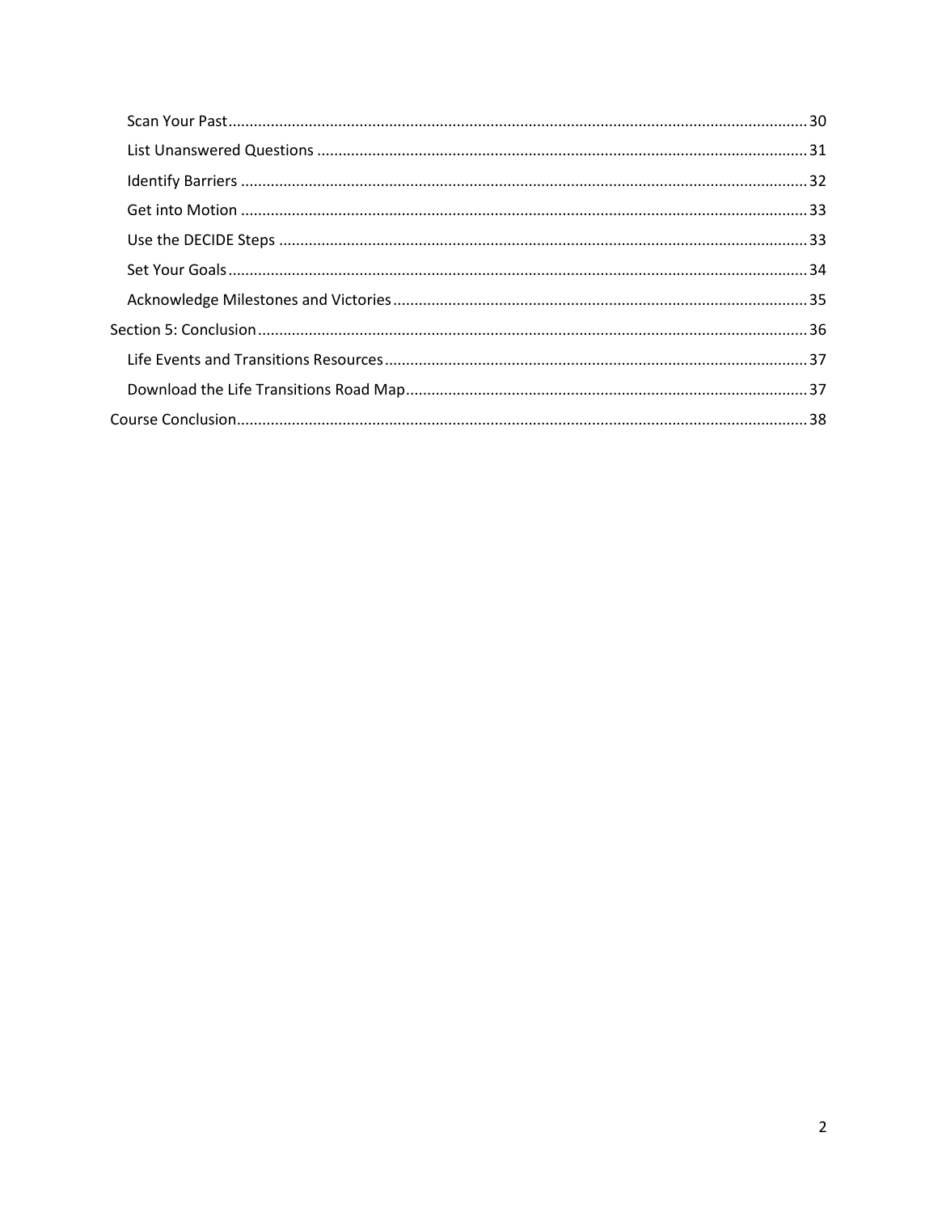- Scan Your Past ........ 30
- List Unanswered Questions ........ 31
- Identify Barriers ........ 32
- Get into Motion ........ 33
- Use the DECIDE Steps ........ 33
- Set Your Goals ........ 34
- Acknowledge Milestones and Victories ........ 35

Section 5: Conclusion ........ 36

- Life Events and Transitions Resources ........ 37
- Download the Life Transitions Road Map ........ 37

Course Conclusion ........ 38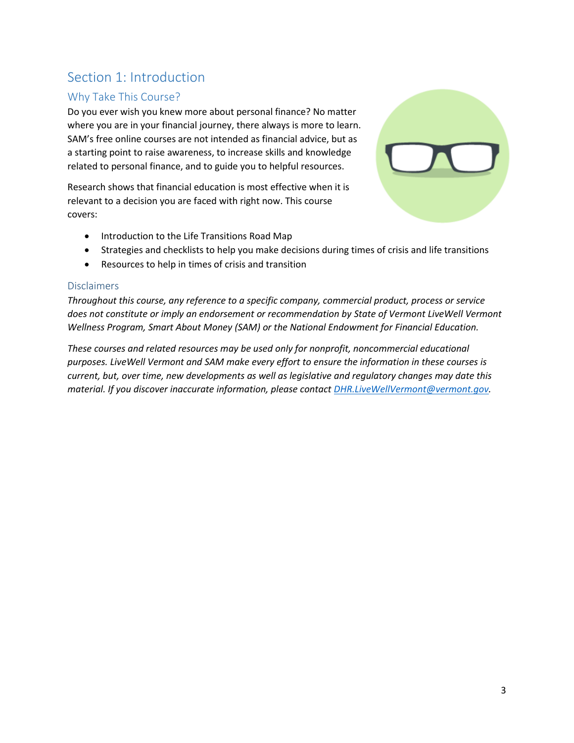# Section 1: Introduction

## Why Take This Course?

Do you ever wish you knew more about personal finance? No matter where you are in your financial journey, there always is more to learn. SAM's free online courses are not intended as financial advice, but as a starting point to raise awareness, to increase skills and knowledge related to personal finance, and to guide you to helpful resources.

Research shows that financial education is most effective when it is relevant to a decision you are faced with right now. This course covers:

- Introduction to the Life Transitions Road Map
- Strategies and checklists to help you make decisions during times of crisis and life transitions
- Resources to help in times of crisis and transition

## Disclaimers

*Throughout this course, any reference to a specific company, commercial product, process or service does not constitute or imply an endorsement or recommendation by State of Vermont LiveWell Vermont Wellness Program, Smart About Money (SAM) or the National Endowment for Financial Education.*

*These courses and related resources may be used only for nonprofit, noncommercial educational purposes. LiveWell Vermont and SAM make every effort to ensure the information in these courses is current, but, over time, new developments as well as legislative and regulatory changes may date this material. If you discover inaccurate information, please contact [DHR.LiveWellVermont@vermont.gov](mailto:DHR.LiveWellVermont@vermont.gov).*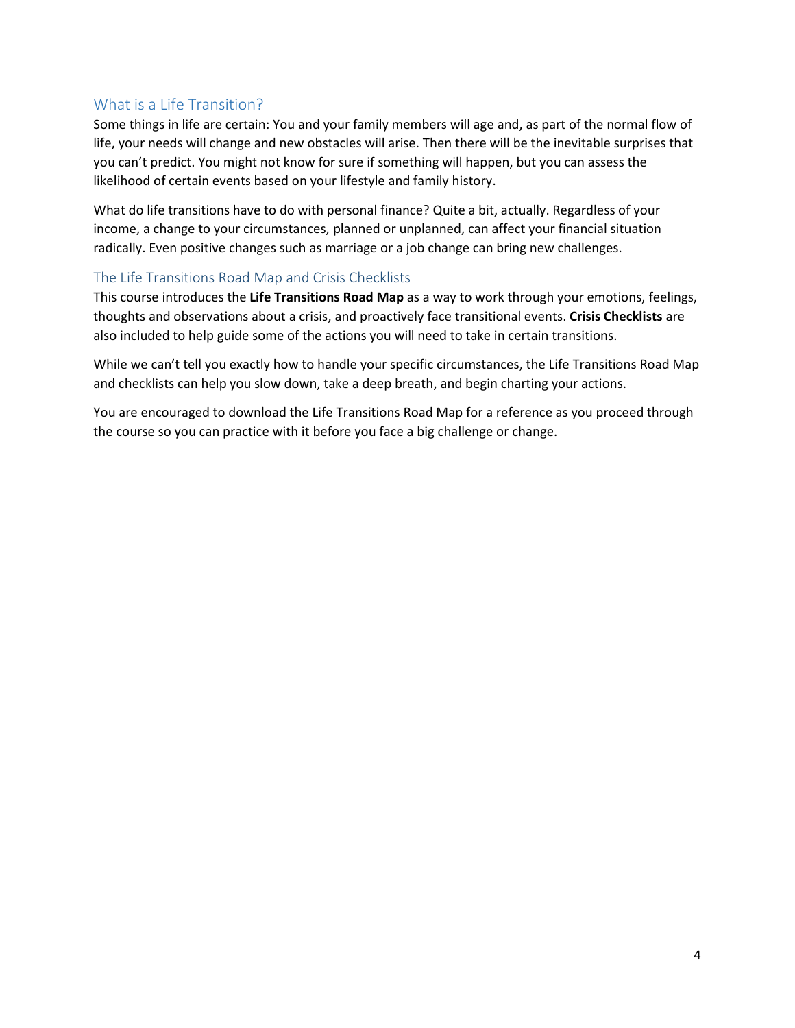## What is a Life Transition?

Some things in life are certain: You and your family members will age and, as part of the normal flow of life, your needs will change and new obstacles will arise. Then there will be the inevitable surprises that you can't predict. You might not know for sure if something will happen, but you can assess the likelihood of certain events based on your lifestyle and family history.

What do life transitions have to do with personal finance? Quite a bit, actually. Regardless of your income, a change to your circumstances, planned or unplanned, can affect your financial situation radically. Even positive changes such as marriage or a job change can bring new challenges.

### The Life Transitions Road Map and Crisis Checklists

This course introduces the **Life Transitions Road Map** as a way to work through your emotions, feelings, thoughts and observations about a crisis, and proactively face transitional events. **Crisis Checklists** are also included to help guide some of the actions you will need to take in certain transitions.

While we can't tell you exactly how to handle your specific circumstances, the Life Transitions Road Map and checklists can help you slow down, take a deep breath, and begin charting your actions.

You are encouraged to download the Life Transitions Road Map for a reference as you proceed through the course so you can practice with it before you face a big challenge or change.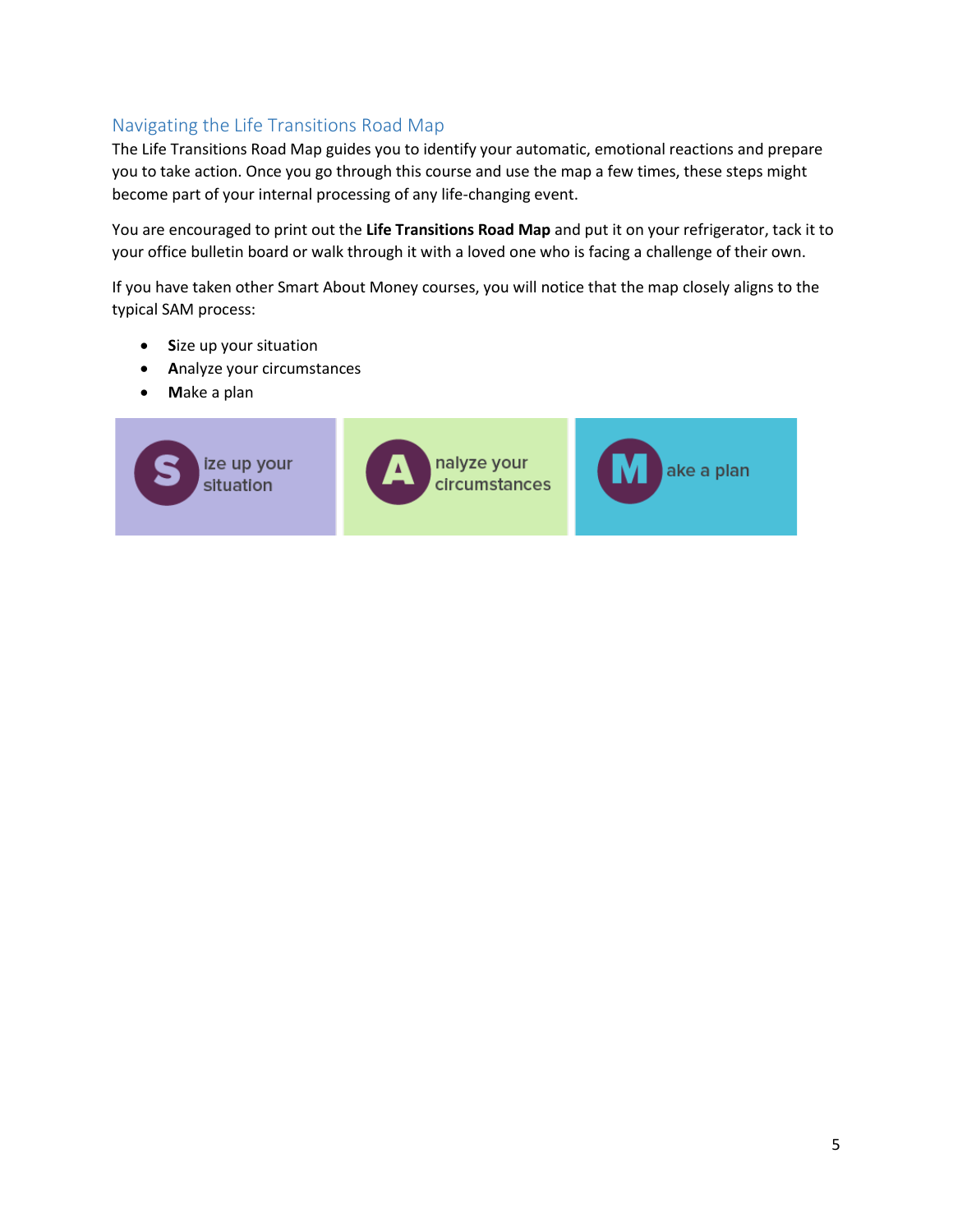## Navigating the Life Transitions Road Map

The Life Transitions Road Map guides you to identify your automatic, emotional reactions and prepare you to take action. Once you go through this course and use the map a few times, these steps might become part of your internal processing of any life-changing event.

You are encouraged to print out the **Life Transitions Road Map** and put it on your refrigerator, tack it to your office bulletin board or walk through it with a loved one who is facing a challenge of their own.

If you have taken other Smart About Money courses, you will notice that the map closely aligns to the typical SAM process:

- **S**ize up your situation
- **A**nalyze your circumstances
- **M**ake a plan

S ize up your situation | A nalyze your circumstances | M ake a plan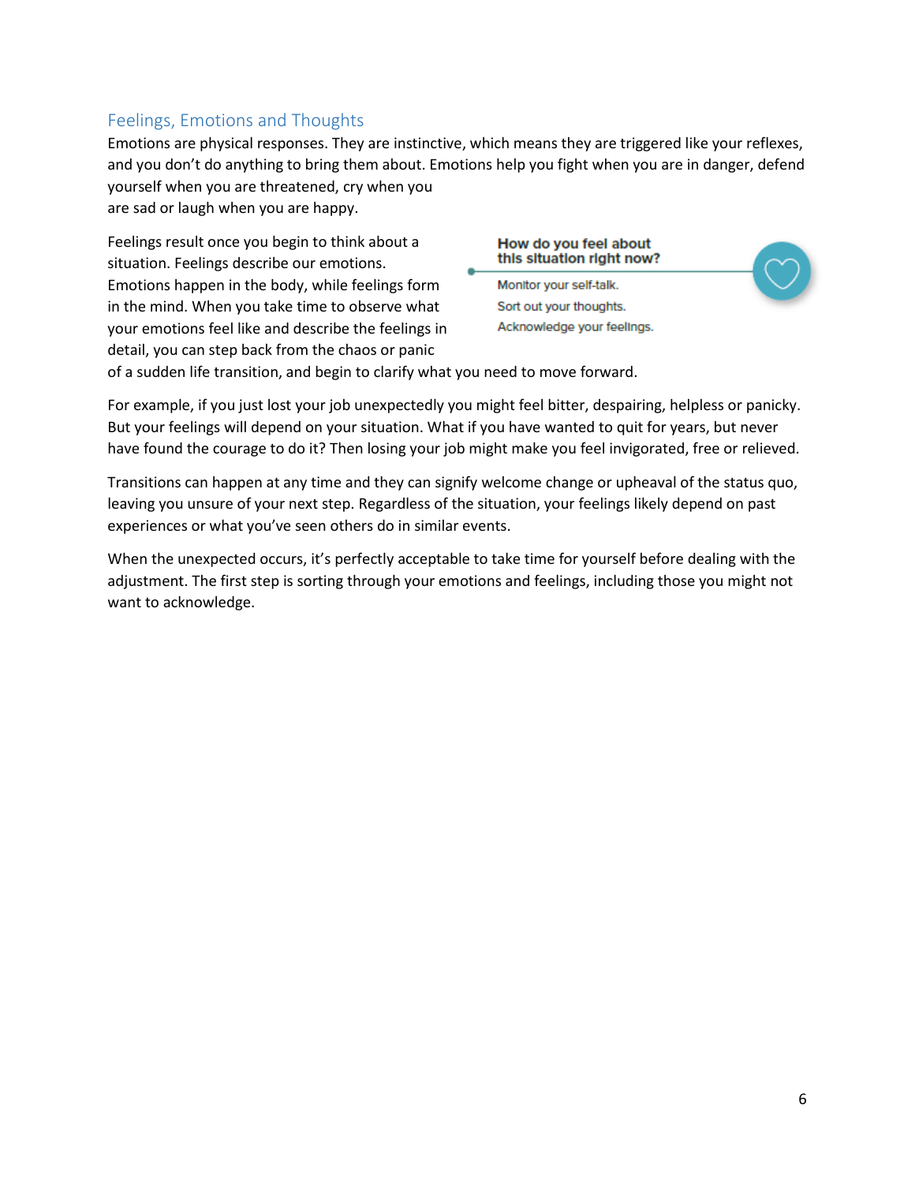## Feelings, Emotions and Thoughts

Emotions are physical responses. They are instinctive, which means they are triggered like your reflexes, and you don't do anything to bring them about. Emotions help you fight when you are in danger, defend yourself when you are threatened, cry when you are sad or laugh when you are happy.

Feelings result once you begin to think about a situation. Feelings describe our emotions. Emotions happen in the body, while feelings form in the mind. When you take time to observe what your emotions feel like and describe the feelings in detail, you can step back from the chaos or panic of a sudden life transition, and begin to clarify what you need to move forward.

**How do you feel about this situation right now?**

Monitor your self-talk.
Sort out your thoughts.
Acknowledge your feelings.

For example, if you just lost your job unexpectedly you might feel bitter, despairing, helpless or panicky. But your feelings will depend on your situation. What if you have wanted to quit for years, but never have found the courage to do it? Then losing your job might make you feel invigorated, free or relieved.

Transitions can happen at any time and they can signify welcome change or upheaval of the status quo, leaving you unsure of your next step. Regardless of the situation, your feelings likely depend on past experiences or what you've seen others do in similar events.

When the unexpected occurs, it's perfectly acceptable to take time for yourself before dealing with the adjustment. The first step is sorting through your emotions and feelings, including those you might not want to acknowledge.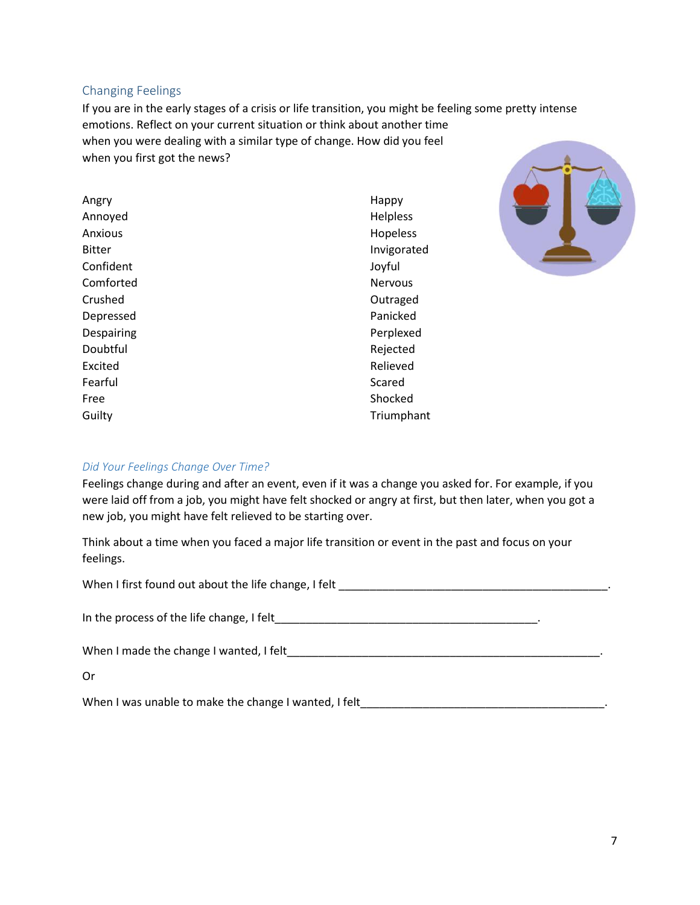## Changing Feelings

If you are in the early stages of a crisis or life transition, you might be feeling some pretty intense emotions. Reflect on your current situation or think about another time when you were dealing with a similar type of change. How did you feel when you first got the news?

Angry
Annoyed
Anxious
Bitter
Confident
Comforted
Crushed
Depressed
Despairing
Doubtful
Excited
Fearful
Free
Guilty
Happy
Helpless
Hopeless
Invigorated
Joyful
Nervous
Outraged
Panicked
Perplexed
Rejected
Relieved
Scared
Shocked
Triumphant

### *Did Your Feelings Change Over Time?*

Feelings change during and after an event, even if it was a change you asked for. For example, if you were laid off from a job, you might have felt shocked or angry at first, but then later, when you got a new job, you might have felt relieved to be starting over.

Think about a time when you faced a major life transition or event in the past and focus on your feelings.

When I first found out about the life change, I felt \_\_\_\_\_\_\_\_\_\_\_\_\_\_\_\_\_\_\_\_\_\_\_\_\_\_\_\_\_\_\_\_\_\_\_\_\_\_\_\_\_\_\_\_\_.

In the process of the life change, I felt\_\_\_\_\_\_\_\_\_\_\_\_\_\_\_\_\_\_\_\_\_\_\_\_\_\_\_\_\_\_\_\_\_\_\_\_\_\_\_\_\_\_\_\_.

When I made the change I wanted, I felt\_\_\_\_\_\_\_\_\_\_\_\_\_\_\_\_\_\_\_\_\_\_\_\_\_\_\_\_\_\_\_\_\_\_\_\_\_\_\_\_\_\_\_\_\_\_\_\_\_\_\_\_\_\_.

Or

When I was unable to make the change I wanted, I felt\_\_\_\_\_\_\_\_\_\_\_\_\_\_\_\_\_\_\_\_\_\_\_\_\_\_\_\_\_\_\_\_\_\_\_\_\_\_\_\_\_.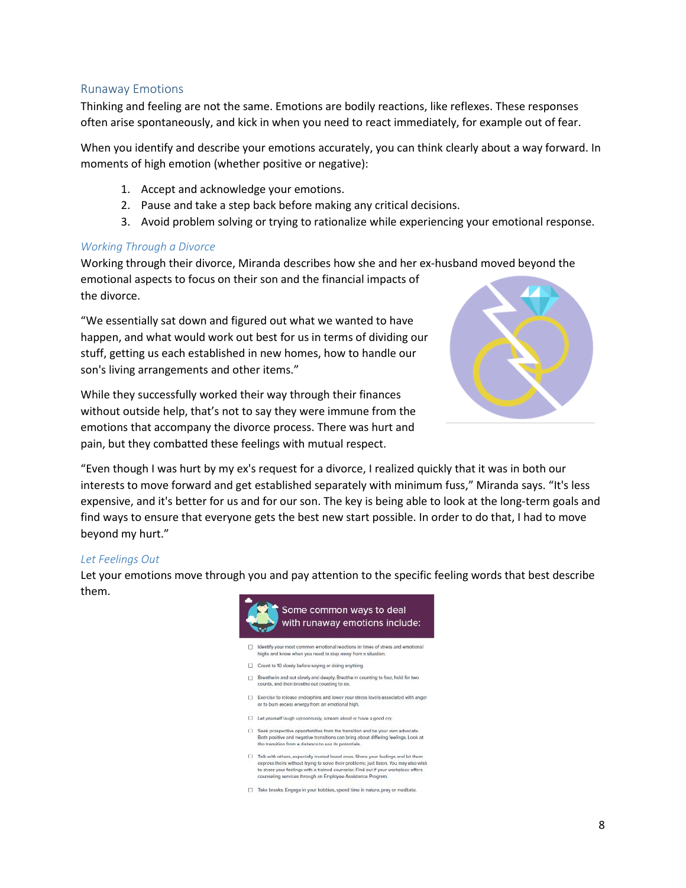## Runaway Emotions

Thinking and feeling are not the same. Emotions are bodily reactions, like reflexes. These responses often arise spontaneously, and kick in when you need to react immediately, for example out of fear.

When you identify and describe your emotions accurately, you can think clearly about a way forward. In moments of high emotion (whether positive or negative):

1. Accept and acknowledge your emotions.
2. Pause and take a step back before making any critical decisions.
3. Avoid problem solving or trying to rationalize while experiencing your emotional response.

### *Working Through a Divorce*

Working through their divorce, Miranda describes how she and her ex-husband moved beyond the emotional aspects to focus on their son and the financial impacts of the divorce.

"We essentially sat down and figured out what we wanted to have happen, and what would work out best for us in terms of dividing our stuff, getting us each established in new homes, how to handle our son's living arrangements and other items."

While they successfully worked their way through their finances without outside help, that's not to say they were immune from the emotions that accompany the divorce process. There was hurt and pain, but they combatted these feelings with mutual respect.

"Even though I was hurt by my ex's request for a divorce, I realized quickly that it was in both our interests to move forward and get established separately with minimum fuss," Miranda says. "It's less expensive, and it's better for us and for our son. The key is being able to look at the long-term goals and find ways to ensure that everyone gets the best new start possible. In order to do that, I had to move beyond my hurt."

### *Let Feelings Out*

Let your emotions move through you and pay attention to the specific feeling words that best describe them.

**Some common ways to deal with runaway emotions include:**

- ☐ Identify your most common emotional reactions in times of stress and emotional highs and know when you need to step away from a situation.
- ☐ Count to 10 slowly before saying or doing anything.
- ☐ Breathe in and out slowly and deeply. Breathe in counting to four, hold for two counts, and then breathe out counting to six.
- ☐ Exercise to release endorphins and lower your stress levels associated with anger or to burn excess energy from an emotional high.
- ☐ Let yourself laugh uproariously, scream aloud or have a good cry.
- ☐ Seek prospective opportunities from the transition and be your own advocate. Both positive and negative transitions can bring about differing feelings. Look at the transition from a distance to see its potentials.
- ☐ Talk with others, especially trusted loved ones. Share your feelings and let them express theirs without trying to solve their problems; just listen. You may also wish to share your feelings with a trained counselor. Find out if your workplace offers counseling services through an Employee Assistance Program.
- ☐ Take breaks. Engage in your hobbies, spend time in nature, pray or meditate.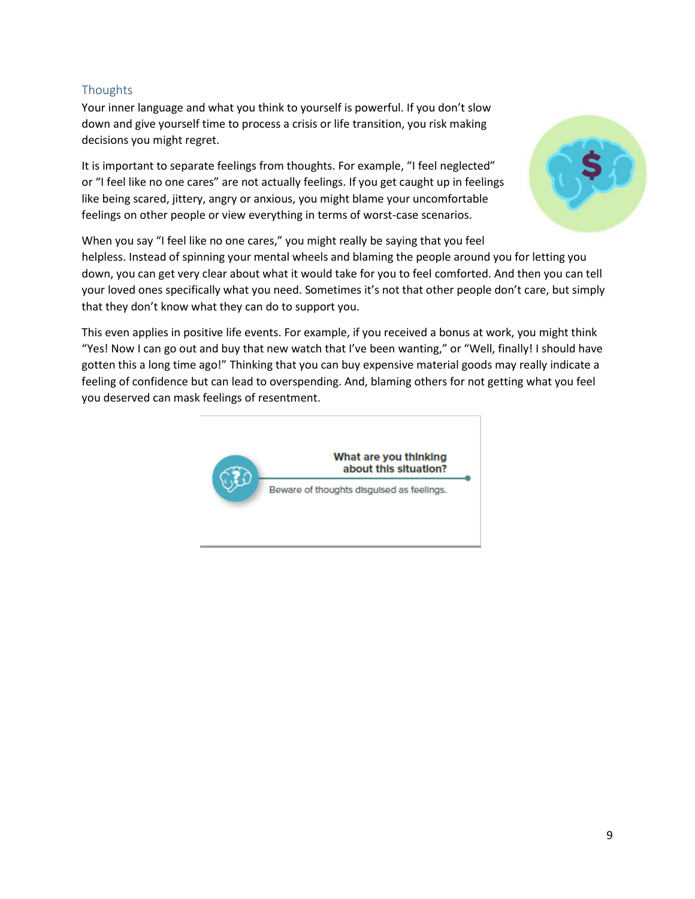## Thoughts

Your inner language and what you think to yourself is powerful. If you don't slow down and give yourself time to process a crisis or life transition, you risk making decisions you might regret.

It is important to separate feelings from thoughts. For example, "I feel neglected" or "I feel like no one cares" are not actually feelings. If you get caught up in feelings like being scared, jittery, angry or anxious, you might blame your uncomfortable feelings on other people or view everything in terms of worst-case scenarios.

When you say "I feel like no one cares," you might really be saying that you feel helpless. Instead of spinning your mental wheels and blaming the people around you for letting you down, you can get very clear about what it would take for you to feel comforted. And then you can tell your loved ones specifically what you need. Sometimes it's not that other people don't care, but simply that they don't know what they can do to support you.

This even applies in positive life events. For example, if you received a bonus at work, you might think "Yes! Now I can go out and buy that new watch that I've been wanting," or "Well, finally! I should have gotten this a long time ago!" Thinking that you can buy expensive material goods may really indicate a feeling of confidence but can lead to overspending. And, blaming others for not getting what you feel you deserved can mask feelings of resentment.

**What are you thinking about this situation?**

Beware of thoughts disguised as feelings.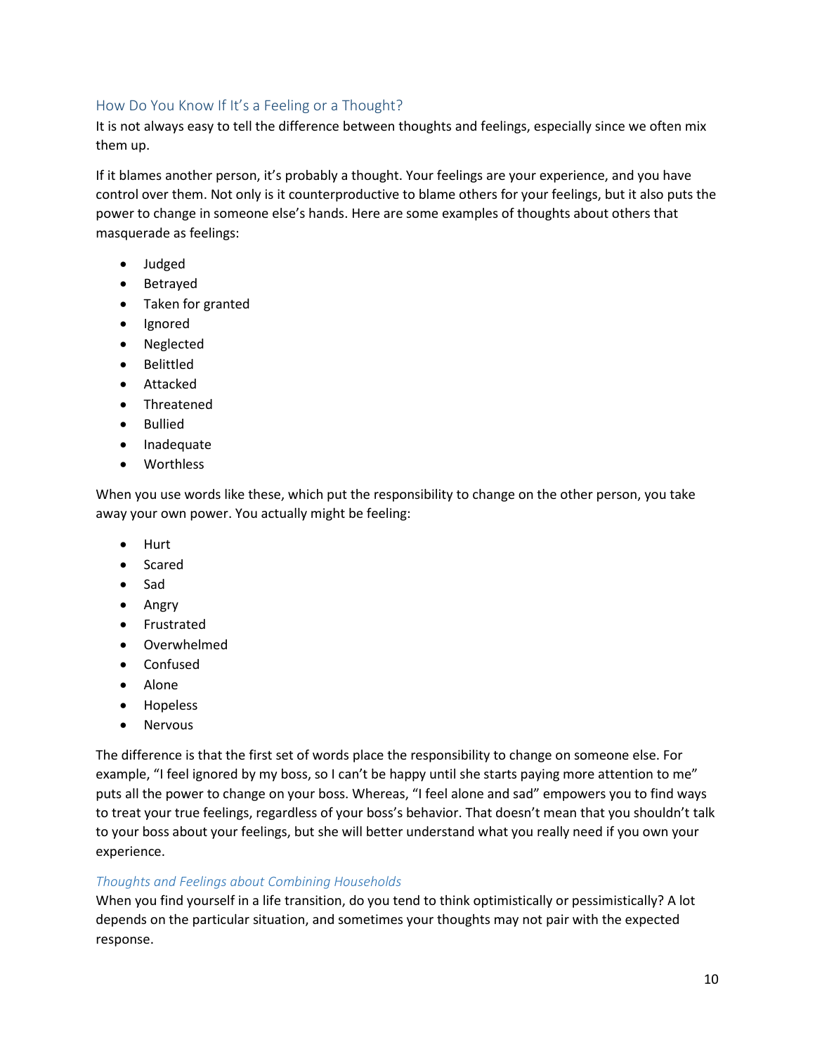## How Do You Know If It's a Feeling or a Thought?

It is not always easy to tell the difference between thoughts and feelings, especially since we often mix them up.

If it blames another person, it's probably a thought. Your feelings are your experience, and you have control over them. Not only is it counterproductive to blame others for your feelings, but it also puts the power to change in someone else's hands. Here are some examples of thoughts about others that masquerade as feelings:

- Judged
- Betrayed
- Taken for granted
- Ignored
- Neglected
- Belittled
- Attacked
- Threatened
- Bullied
- Inadequate
- Worthless

When you use words like these, which put the responsibility to change on the other person, you take away your own power. You actually might be feeling:

- Hurt
- Scared
- Sad
- Angry
- Frustrated
- Overwhelmed
- Confused
- Alone
- Hopeless
- Nervous

The difference is that the first set of words place the responsibility to change on someone else. For example, "I feel ignored by my boss, so I can't be happy until she starts paying more attention to me" puts all the power to change on your boss. Whereas, "I feel alone and sad" empowers you to find ways to treat your true feelings, regardless of your boss's behavior. That doesn't mean that you shouldn't talk to your boss about your feelings, but she will better understand what you really need if you own your experience.

### *Thoughts and Feelings about Combining Households*

When you find yourself in a life transition, do you tend to think optimistically or pessimistically? A lot depends on the particular situation, and sometimes your thoughts may not pair with the expected response.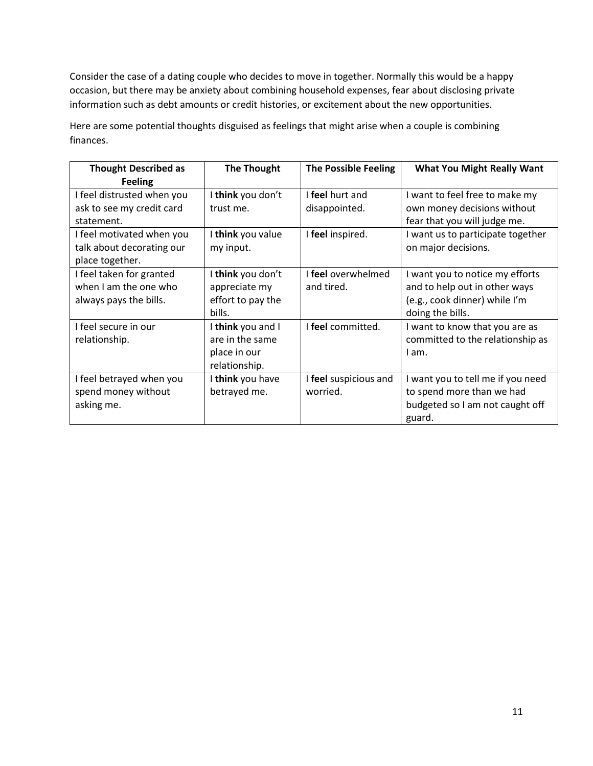Consider the case of a dating couple who decides to move in together. Normally this would be a happy occasion, but there may be anxiety about combining household expenses, fear about disclosing private information such as debt amounts or credit histories, or excitement about the new opportunities.

Here are some potential thoughts disguised as feelings that might arise when a couple is combining finances.

| Thought Described as Feeling | The Thought | The Possible Feeling | What You Might Really Want |
|---|---|---|---|
| I feel distrusted when you ask to see my credit card statement. | I **think** you don't trust me. | I **feel** hurt and disappointed. | I want to feel free to make my own money decisions without fear that you will judge me. |
| I feel motivated when you talk about decorating our place together. | I **think** you value my input. | I **feel** inspired. | I want us to participate together on major decisions. |
| I feel taken for granted when I am the one who always pays the bills. | I **think** you don't appreciate my effort to pay the bills. | I **feel** overwhelmed and tired. | I want you to notice my efforts and to help out in other ways (e.g., cook dinner) while I'm doing the bills. |
| I feel secure in our relationship. | I **think** you and I are in the same place in our relationship. | I **feel** committed. | I want to know that you are as committed to the relationship as I am. |
| I feel betrayed when you spend money without asking me. | I **think** you have betrayed me. | I **feel** suspicious and worried. | I want you to tell me if you need to spend more than we had budgeted so I am not caught off guard. |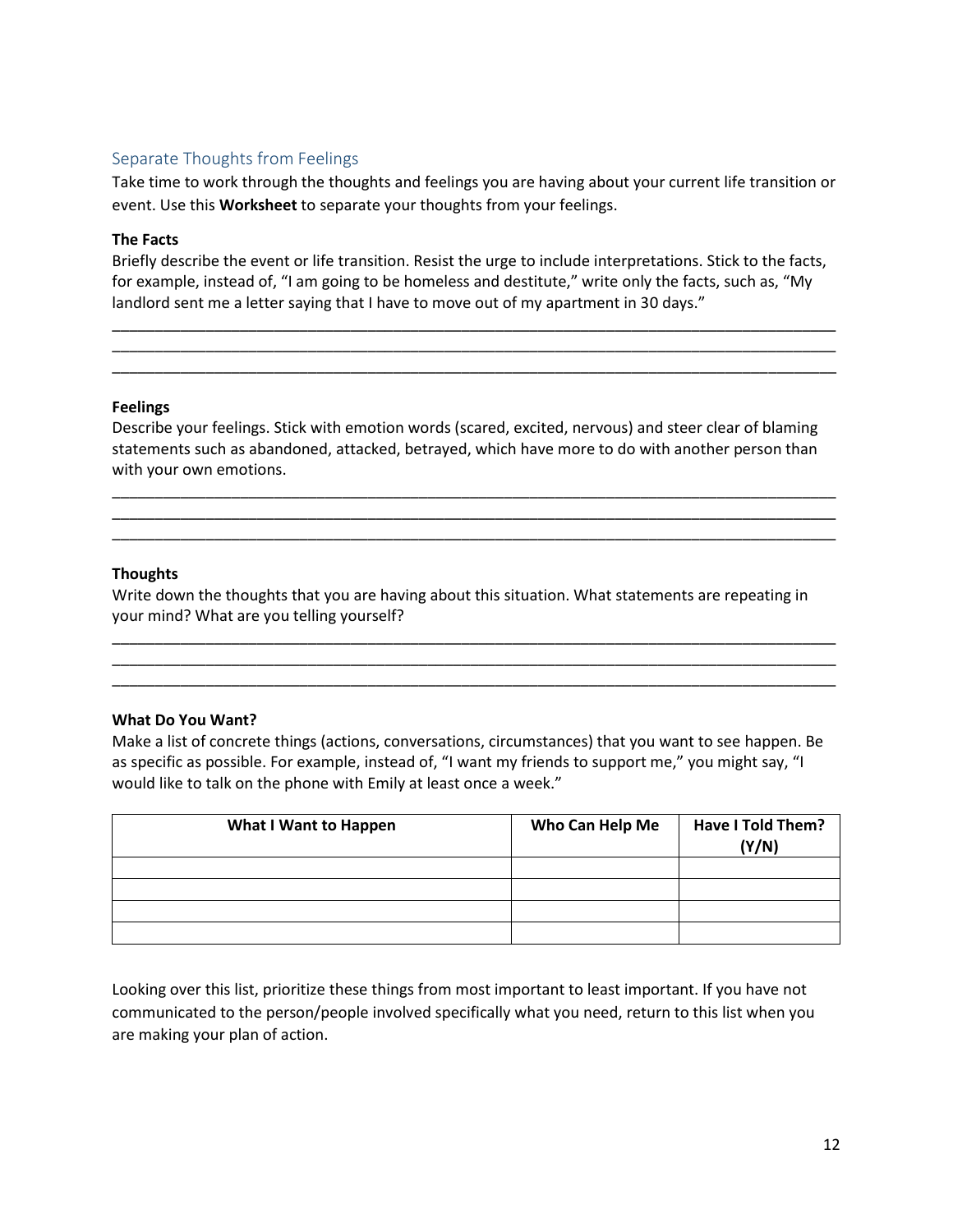## Separate Thoughts from Feelings

Take time to work through the thoughts and feelings you are having about your current life transition or event. Use this **Worksheet** to separate your thoughts from your feelings.

**The Facts**

Briefly describe the event or life transition. Resist the urge to include interpretations. Stick to the facts, for example, instead of, "I am going to be homeless and destitute," write only the facts, such as, "My landlord sent me a letter saying that I have to move out of my apartment in 30 days."

_______________________________________________________________________________________
_______________________________________________________________________________________
_______________________________________________________________________________________

**Feelings**

Describe your feelings. Stick with emotion words (scared, excited, nervous) and steer clear of blaming statements such as abandoned, attacked, betrayed, which have more to do with another person than with your own emotions.

_______________________________________________________________________________________
_______________________________________________________________________________________
_______________________________________________________________________________________

**Thoughts**

Write down the thoughts that you are having about this situation. What statements are repeating in your mind? What are you telling yourself?

_______________________________________________________________________________________
_______________________________________________________________________________________
_______________________________________________________________________________________

**What Do You Want?**

Make a list of concrete things (actions, conversations, circumstances) that you want to see happen. Be as specific as possible. For example, instead of, "I want my friends to support me," you might say, "I would like to talk on the phone with Emily at least once a week."

| What I Want to Happen | Who Can Help Me | Have I Told Them? (Y/N) |
|---|---|---|
| | | |
| | | |
| | | |
| | | |

Looking over this list, prioritize these things from most important to least important. If you have not communicated to the person/people involved specifically what you need, return to this list when you are making your plan of action.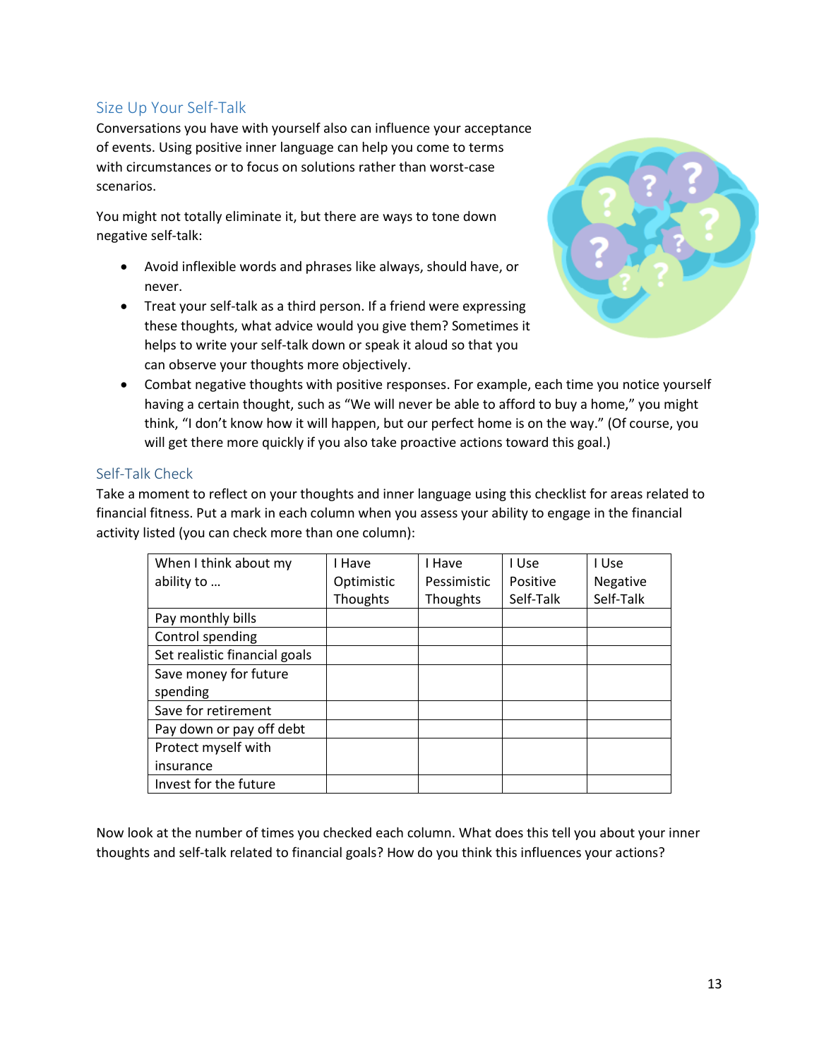## Size Up Your Self-Talk

Conversations you have with yourself also can influence your acceptance of events. Using positive inner language can help you come to terms with circumstances or to focus on solutions rather than worst-case scenarios.

You might not totally eliminate it, but there are ways to tone down negative self-talk:

- Avoid inflexible words and phrases like always, should have, or never.
- Treat your self-talk as a third person. If a friend were expressing these thoughts, what advice would you give them? Sometimes it helps to write your self-talk down or speak it aloud so that you can observe your thoughts more objectively.
- Combat negative thoughts with positive responses. For example, each time you notice yourself having a certain thought, such as "We will never be able to afford to buy a home," you might think, "I don't know how it will happen, but our perfect home is on the way." (Of course, you will get there more quickly if you also take proactive actions toward this goal.)

### Self-Talk Check

Take a moment to reflect on your thoughts and inner language using this checklist for areas related to financial fitness. Put a mark in each column when you assess your ability to engage in the financial activity listed (you can check more than one column):

| When I think about my ability to … | I Have Optimistic Thoughts | I Have Pessimistic Thoughts | I Use Positive Self-Talk | I Use Negative Self-Talk |
|---|---|---|---|---|
| Pay monthly bills | | | | |
| Control spending | | | | |
| Set realistic financial goals | | | | |
| Save money for future spending | | | | |
| Save for retirement | | | | |
| Pay down or pay off debt | | | | |
| Protect myself with insurance | | | | |
| Invest for the future | | | | |

Now look at the number of times you checked each column. What does this tell you about your inner thoughts and self-talk related to financial goals? How do you think this influences your actions?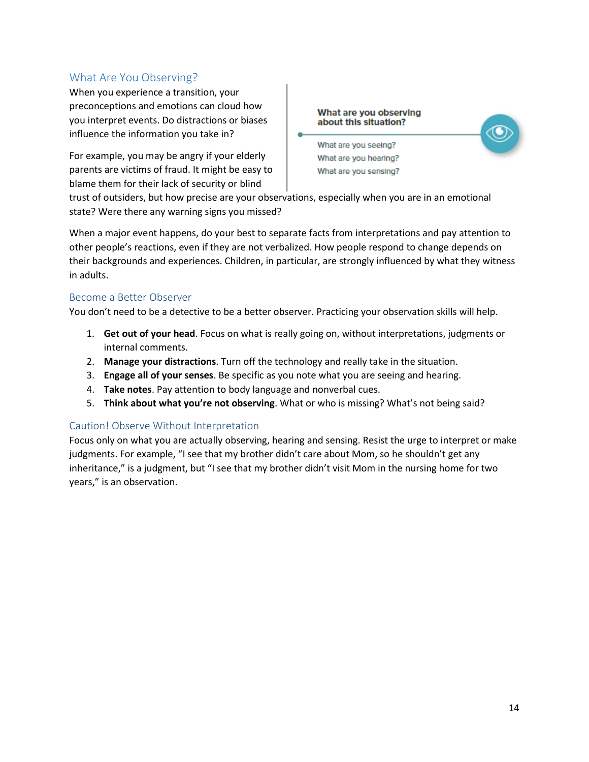## What Are You Observing?

When you experience a transition, your preconceptions and emotions can cloud how you interpret events. Do distractions or biases influence the information you take in?

For example, you may be angry if your elderly parents are victims of fraud. It might be easy to blame them for their lack of security or blind trust of outsiders, but how precise are your observations, especially when you are in an emotional state? Were there any warning signs you missed?

**What are you observing about this situation?**

What are you seeing?
What are you hearing?
What are you sensing?

When a major event happens, do your best to separate facts from interpretations and pay attention to other people's reactions, even if they are not verbalized. How people respond to change depends on their backgrounds and experiences. Children, in particular, are strongly influenced by what they witness in adults.

### Become a Better Observer

You don't need to be a detective to be a better observer. Practicing your observation skills will help.

1. **Get out of your head**. Focus on what is really going on, without interpretations, judgments or internal comments.
2. **Manage your distractions**. Turn off the technology and really take in the situation.
3. **Engage all of your senses**. Be specific as you note what you are seeing and hearing.
4. **Take notes**. Pay attention to body language and nonverbal cues.
5. **Think about what you're not observing**. What or who is missing? What's not being said?

### Caution! Observe Without Interpretation

Focus only on what you are actually observing, hearing and sensing. Resist the urge to interpret or make judgments. For example, "I see that my brother didn't care about Mom, so he shouldn't get any inheritance," is a judgment, but "I see that my brother didn't visit Mom in the nursing home for two years," is an observation.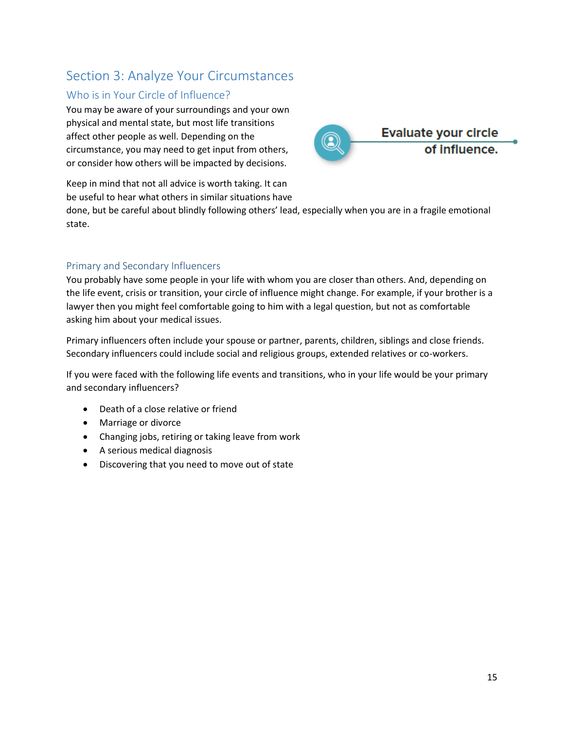## Section 3: Analyze Your Circumstances

### Who is in Your Circle of Influence?

You may be aware of your surroundings and your own physical and mental state, but most life transitions affect other people as well. Depending on the circumstance, you may need to get input from others, or consider how others will be impacted by decisions.

**Evaluate your circle of influence.**

Keep in mind that not all advice is worth taking. It can be useful to hear what others in similar situations have done, but be careful about blindly following others' lead, especially when you are in a fragile emotional state.

### Primary and Secondary Influencers

You probably have some people in your life with whom you are closer than others. And, depending on the life event, crisis or transition, your circle of influence might change. For example, if your brother is a lawyer then you might feel comfortable going to him with a legal question, but not as comfortable asking him about your medical issues.

Primary influencers often include your spouse or partner, parents, children, siblings and close friends. Secondary influencers could include social and religious groups, extended relatives or co-workers.

If you were faced with the following life events and transitions, who in your life would be your primary and secondary influencers?

- Death of a close relative or friend
- Marriage or divorce
- Changing jobs, retiring or taking leave from work
- A serious medical diagnosis
- Discovering that you need to move out of state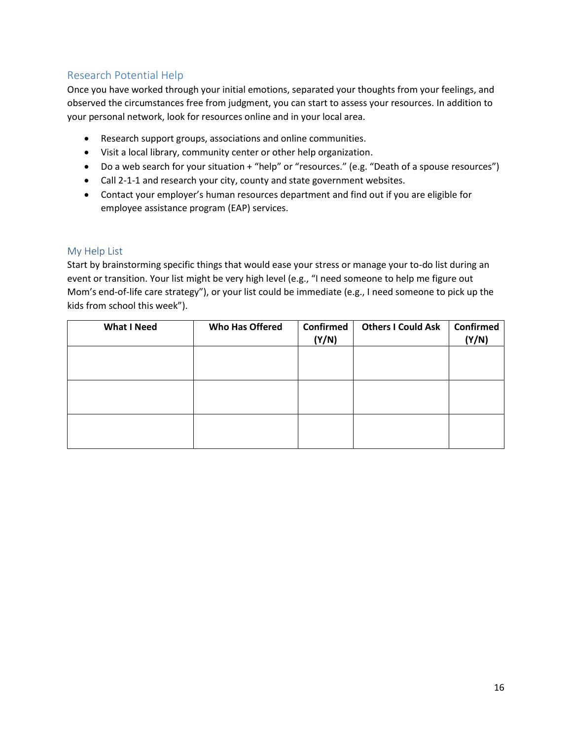## Research Potential Help

Once you have worked through your initial emotions, separated your thoughts from your feelings, and observed the circumstances free from judgment, you can start to assess your resources. In addition to your personal network, look for resources online and in your local area.

- Research support groups, associations and online communities.
- Visit a local library, community center or other help organization.
- Do a web search for your situation + "help" or "resources." (e.g. "Death of a spouse resources")
- Call 2-1-1 and research your city, county and state government websites.
- Contact your employer's human resources department and find out if you are eligible for employee assistance program (EAP) services.

## My Help List

Start by brainstorming specific things that would ease your stress or manage your to-do list during an event or transition. Your list might be very high level (e.g., "I need someone to help me figure out Mom's end-of-life care strategy"), or your list could be immediate (e.g., I need someone to pick up the kids from school this week").

| What I Need | Who Has Offered | Confirmed (Y/N) | Others I Could Ask | Confirmed (Y/N) |
|---|---|---|---|---|
| | | | | |
| | | | | |
| | | | | |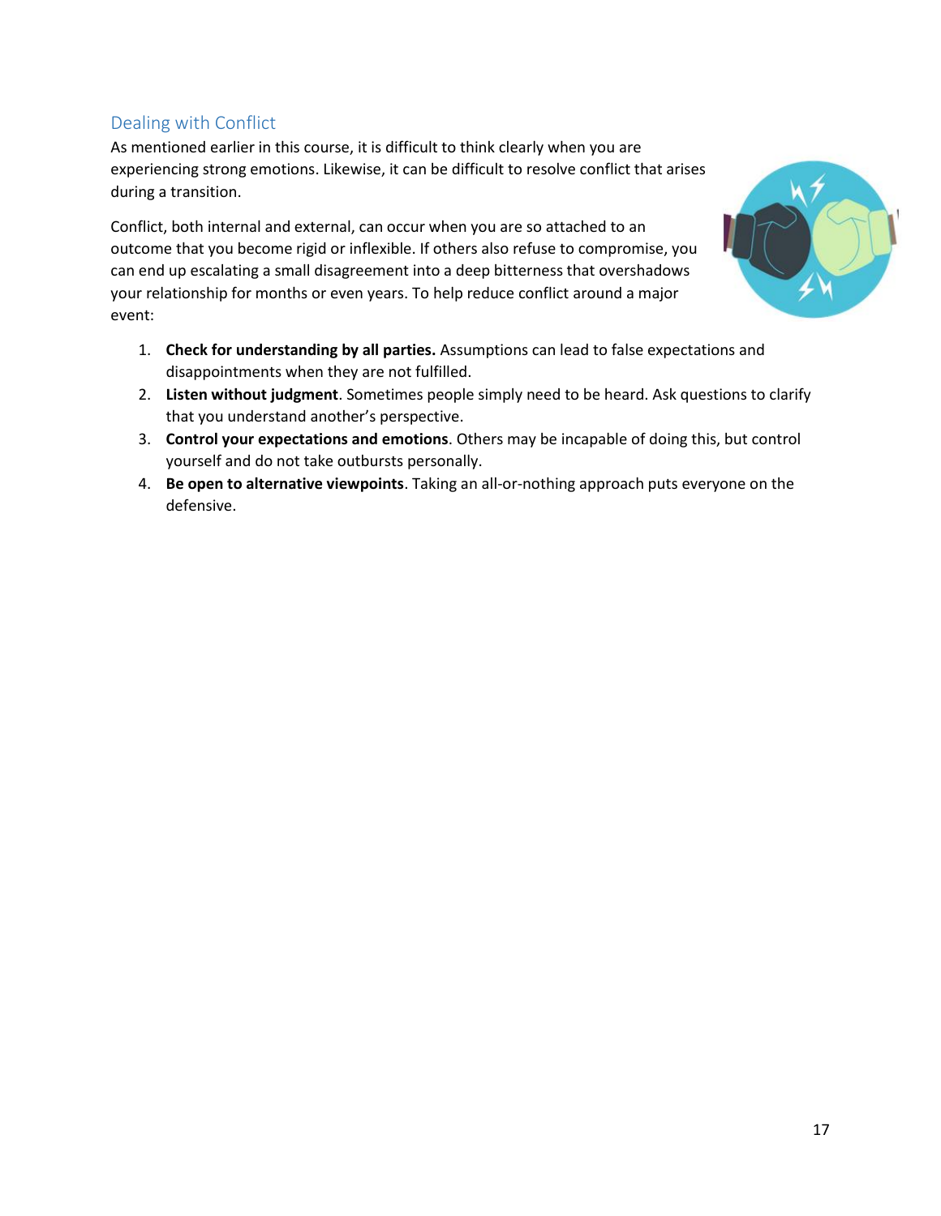## Dealing with Conflict

As mentioned earlier in this course, it is difficult to think clearly when you are experiencing strong emotions. Likewise, it can be difficult to resolve conflict that arises during a transition.

Conflict, both internal and external, can occur when you are so attached to an outcome that you become rigid or inflexible. If others also refuse to compromise, you can end up escalating a small disagreement into a deep bitterness that overshadows your relationship for months or even years. To help reduce conflict around a major event:

1. **Check for understanding by all parties.** Assumptions can lead to false expectations and disappointments when they are not fulfilled.
2. **Listen without judgment**. Sometimes people simply need to be heard. Ask questions to clarify that you understand another's perspective.
3. **Control your expectations and emotions**. Others may be incapable of doing this, but control yourself and do not take outbursts personally.
4. **Be open to alternative viewpoints**. Taking an all-or-nothing approach puts everyone on the defensive.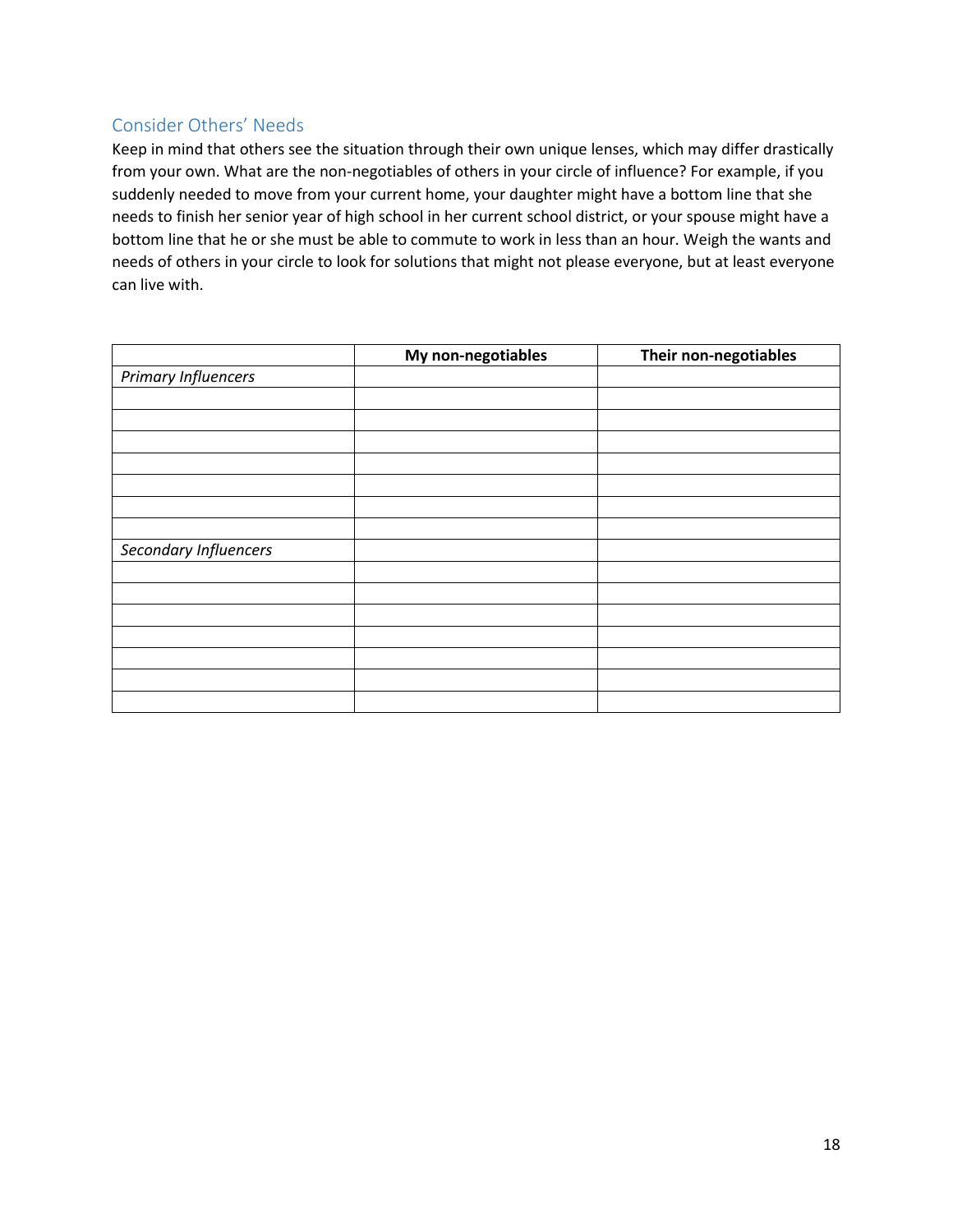## Consider Others' Needs

Keep in mind that others see the situation through their own unique lenses, which may differ drastically from your own. What are the non-negotiables of others in your circle of influence? For example, if you suddenly needed to move from your current home, your daughter might have a bottom line that she needs to finish her senior year of high school in her current school district, or your spouse might have a bottom line that he or she must be able to commute to work in less than an hour. Weigh the wants and needs of others in your circle to look for solutions that might not please everyone, but at least everyone can live with.

| | **My non-negotiables** | **Their non-negotiables** |
|---|---|---|
| *Primary Influencers* | | |
| | | |
| | | |
| | | |
| | | |
| | | |
| | | |
| | | |
| *Secondary Influencers* | | |
| | | |
| | | |
| | | |
| | | |
| | | |
| | | |
| | | |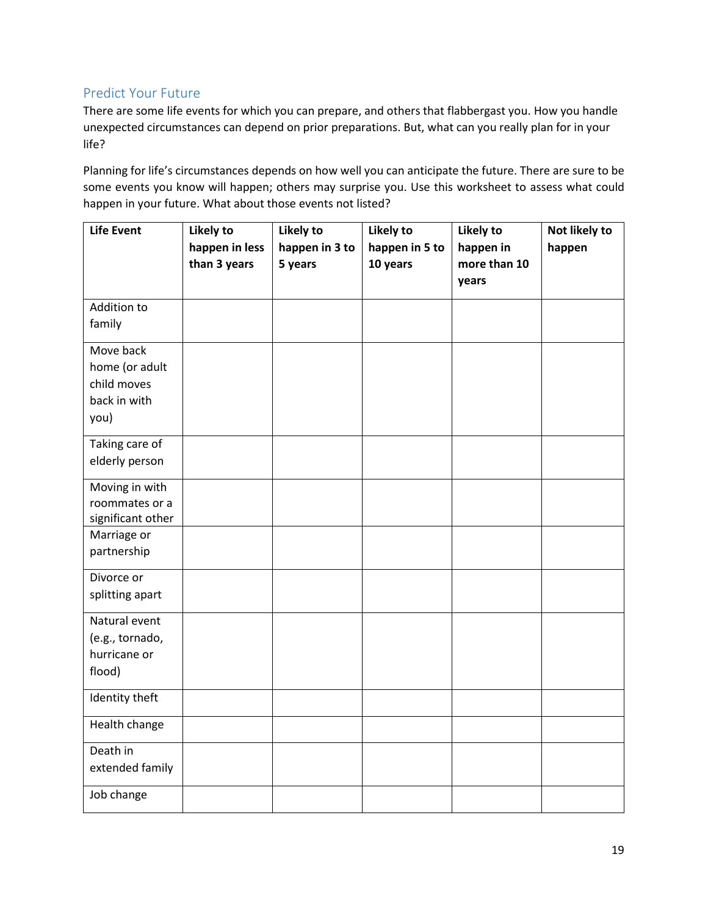## Predict Your Future

There are some life events for which you can prepare, and others that flabbergast you. How you handle unexpected circumstances can depend on prior preparations. But, what can you really plan for in your life?

Planning for life's circumstances depends on how well you can anticipate the future. There are sure to be some events you know will happen; others may surprise you. Use this worksheet to assess what could happen in your future. What about those events not listed?

| Life Event | Likely to happen in less than 3 years | Likely to happen in 3 to 5 years | Likely to happen in 5 to 10 years | Likely to happen in more than 10 years | Not likely to happen |
|---|---|---|---|---|---|
| Addition to family | | | | | |
| Move back home (or adult child moves back in with you) | | | | | |
| Taking care of elderly person | | | | | |
| Moving in with roommates or a significant other | | | | | |
| Marriage or partnership | | | | | |
| Divorce or splitting apart | | | | | |
| Natural event (e.g., tornado, hurricane or flood) | | | | | |
| Identity theft | | | | | |
| Health change | | | | | |
| Death in extended family | | | | | |
| Job change | | | | | |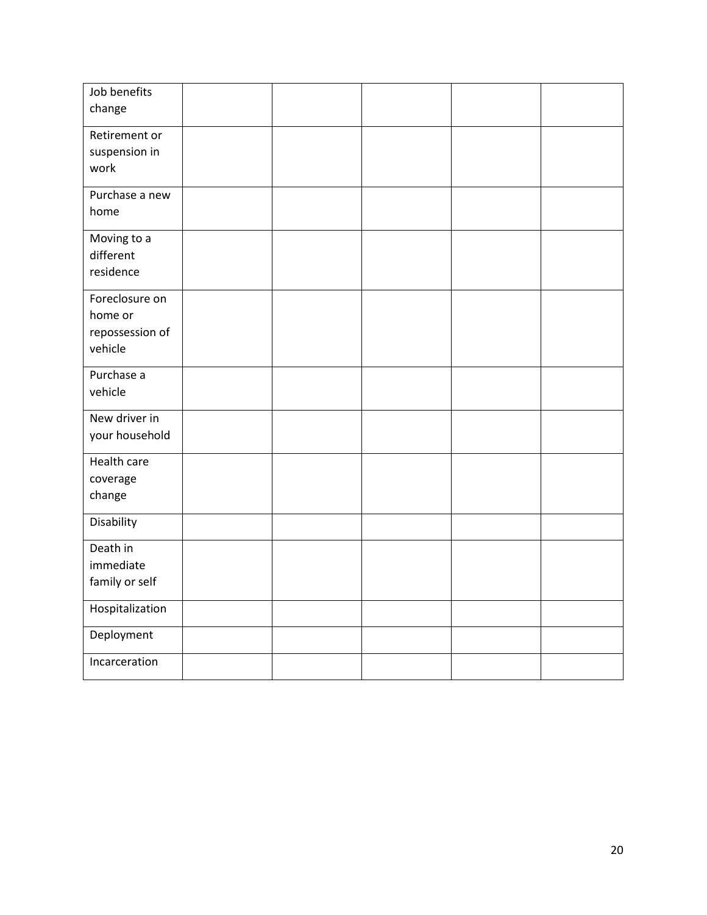| | | | | | |
|---|---|---|---|---|---|
| Job benefits change | | | | | |
| Retirement or suspension in work | | | | | |
| Purchase a new home | | | | | |
| Moving to a different residence | | | | | |
| Foreclosure on home or repossession of vehicle | | | | | |
| Purchase a vehicle | | | | | |
| New driver in your household | | | | | |
| Health care coverage change | | | | | |
| Disability | | | | | |
| Death in immediate family or self | | | | | |
| Hospitalization | | | | | |
| Deployment | | | | | |
| Incarceration | | | | | |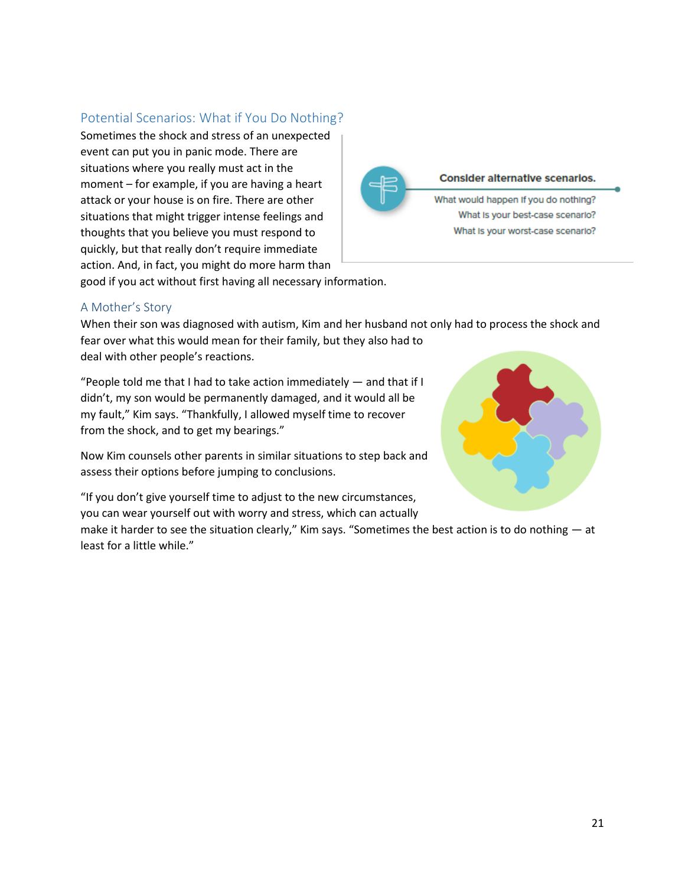## Potential Scenarios: What if You Do Nothing?

Sometimes the shock and stress of an unexpected event can put you in panic mode. There are situations where you really must act in the moment – for example, if you are having a heart attack or your house is on fire. There are other situations that might trigger intense feelings and thoughts that you believe you must respond to quickly, but that really don't require immediate action. And, in fact, you might do more harm than good if you act without first having all necessary information.

**Consider alternative scenarios.**

What would happen if you do nothing?
What is your best-case scenario?
What is your worst-case scenario?

## A Mother's Story

When their son was diagnosed with autism, Kim and her husband not only had to process the shock and fear over what this would mean for their family, but they also had to deal with other people's reactions.

"People told me that I had to take action immediately — and that if I didn't, my son would be permanently damaged, and it would all be my fault," Kim says. "Thankfully, I allowed myself time to recover from the shock, and to get my bearings."

Now Kim counsels other parents in similar situations to step back and assess their options before jumping to conclusions.

"If you don't give yourself time to adjust to the new circumstances, you can wear yourself out with worry and stress, which can actually make it harder to see the situation clearly," Kim says. "Sometimes the best action is to do nothing — at least for a little while."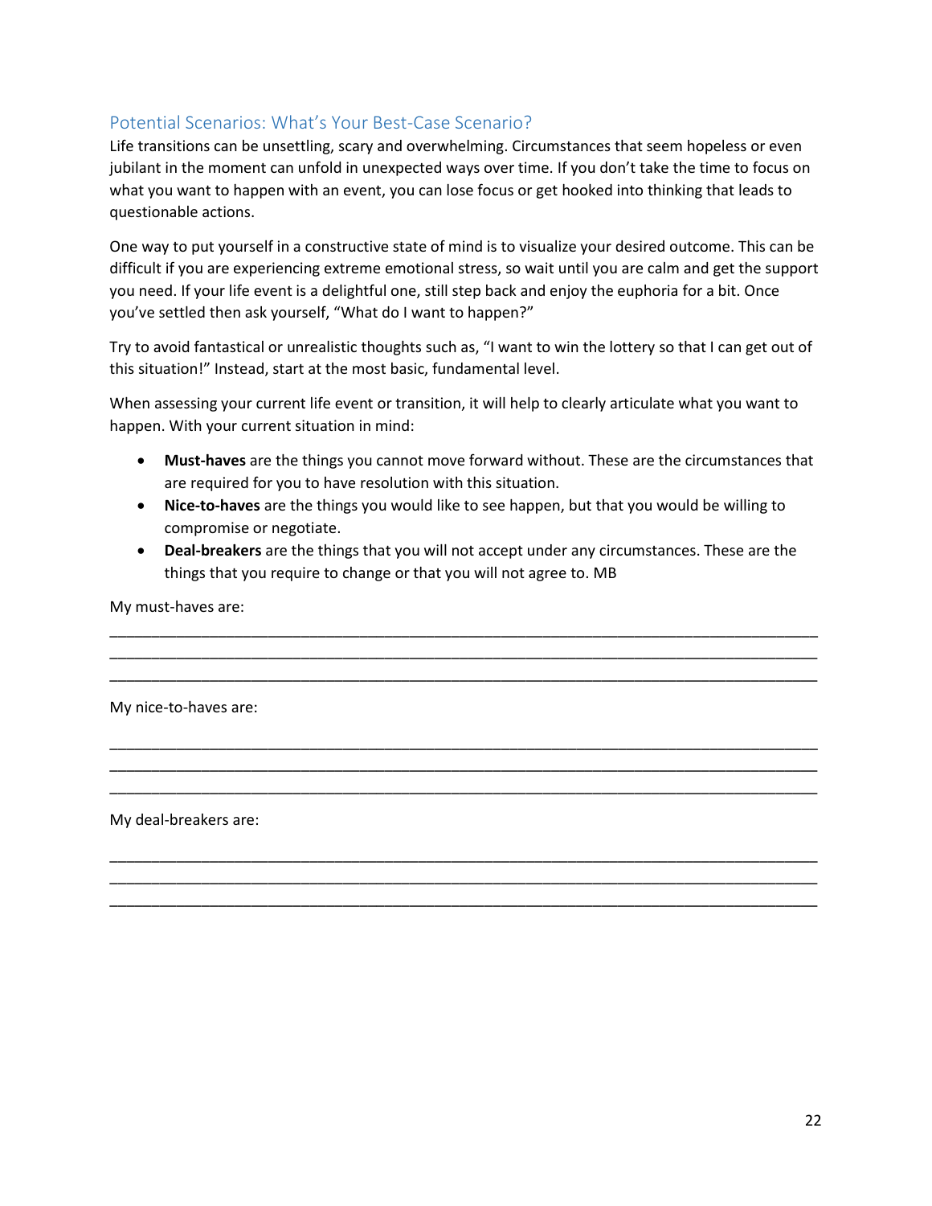## Potential Scenarios: What's Your Best-Case Scenario?

Life transitions can be unsettling, scary and overwhelming. Circumstances that seem hopeless or even jubilant in the moment can unfold in unexpected ways over time. If you don't take the time to focus on what you want to happen with an event, you can lose focus or get hooked into thinking that leads to questionable actions.

One way to put yourself in a constructive state of mind is to visualize your desired outcome. This can be difficult if you are experiencing extreme emotional stress, so wait until you are calm and get the support you need. If your life event is a delightful one, still step back and enjoy the euphoria for a bit. Once you've settled then ask yourself, "What do I want to happen?"

Try to avoid fantastical or unrealistic thoughts such as, "I want to win the lottery so that I can get out of this situation!" Instead, start at the most basic, fundamental level.

When assessing your current life event or transition, it will help to clearly articulate what you want to happen. With your current situation in mind:

- **Must-haves** are the things you cannot move forward without. These are the circumstances that are required for you to have resolution with this situation.
- **Nice-to-haves** are the things you would like to see happen, but that you would be willing to compromise or negotiate.
- **Deal-breakers** are the things that you will not accept under any circumstances. These are the things that you require to change or that you will not agree to. MB

My must-haves are:

______________________________________________________________________________________
______________________________________________________________________________________
______________________________________________________________________________________

My nice-to-haves are:

______________________________________________________________________________________
______________________________________________________________________________________
______________________________________________________________________________________

My deal-breakers are:

______________________________________________________________________________________
______________________________________________________________________________________
______________________________________________________________________________________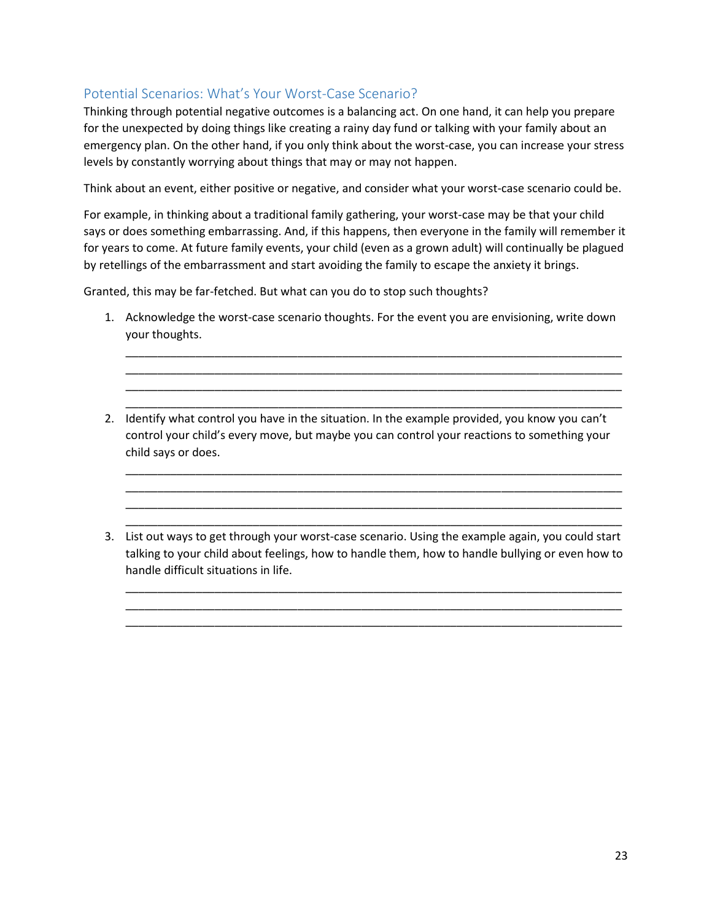## Potential Scenarios: What's Your Worst-Case Scenario?

Thinking through potential negative outcomes is a balancing act. On one hand, it can help you prepare for the unexpected by doing things like creating a rainy day fund or talking with your family about an emergency plan. On the other hand, if you only think about the worst-case, you can increase your stress levels by constantly worrying about things that may or may not happen.

Think about an event, either positive or negative, and consider what your worst-case scenario could be.

For example, in thinking about a traditional family gathering, your worst-case may be that your child says or does something embarrassing. And, if this happens, then everyone in the family will remember it for years to come. At future family events, your child (even as a grown adult) will continually be plagued by retellings of the embarrassment and start avoiding the family to escape the anxiety it brings.

Granted, this may be far-fetched. But what can you do to stop such thoughts?

1. Acknowledge the worst-case scenario thoughts. For the event you are envisioning, write down your thoughts.

   ______________________________________________________________________________
   ______________________________________________________________________________
   ______________________________________________________________________________
   ______________________________________________________________________________

2. Identify what control you have in the situation. In the example provided, you know you can't control your child's every move, but maybe you can control your reactions to something your child says or does.

   ______________________________________________________________________________
   ______________________________________________________________________________
   ______________________________________________________________________________
   ______________________________________________________________________________

3. List out ways to get through your worst-case scenario. Using the example again, you could start talking to your child about feelings, how to handle them, how to handle bullying or even how to handle difficult situations in life.

   ______________________________________________________________________________
   ______________________________________________________________________________
   ______________________________________________________________________________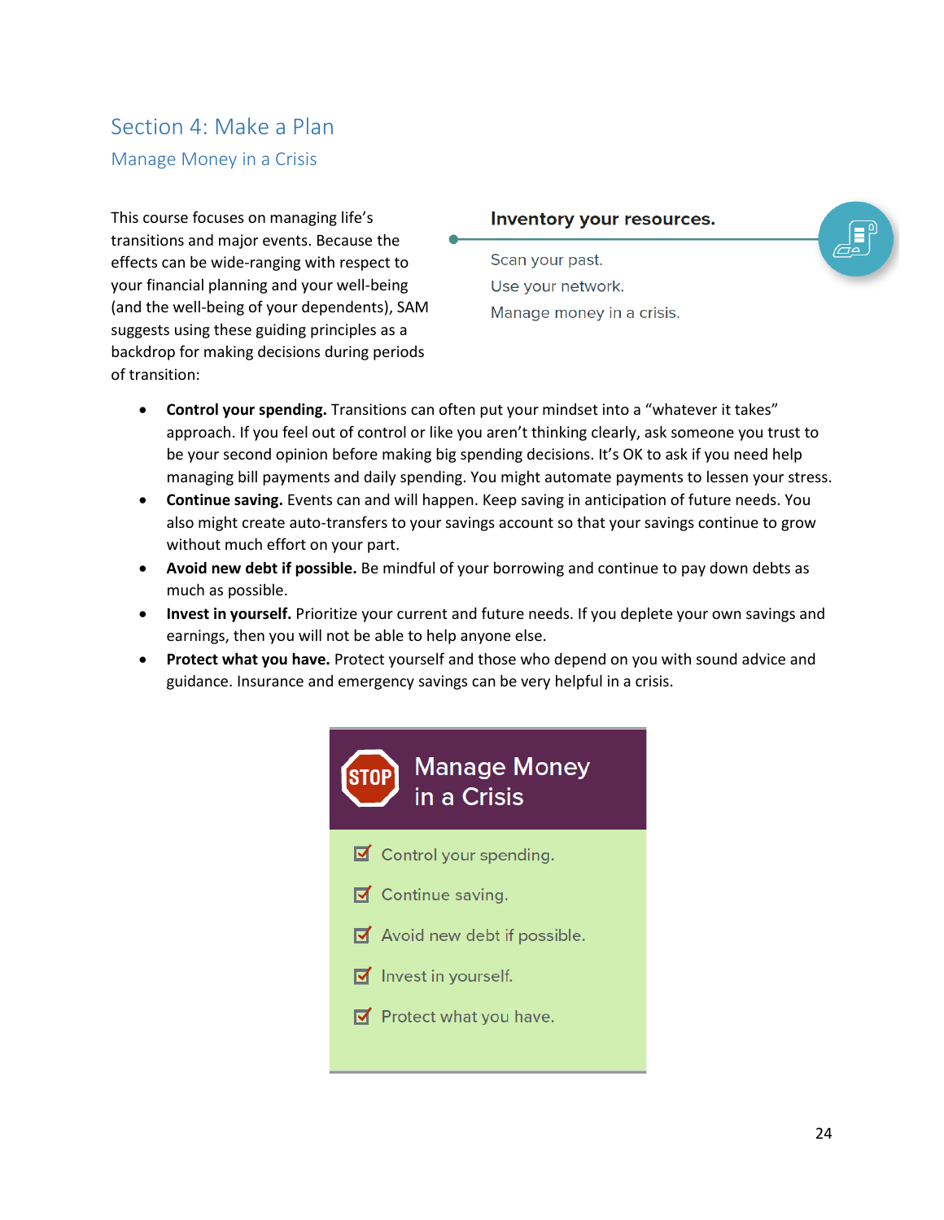# Section 4: Make a Plan

## Manage Money in a Crisis

This course focuses on managing life's transitions and major events. Because the effects can be wide-ranging with respect to your financial planning and your well-being (and the well-being of your dependents), SAM suggests using these guiding principles as a backdrop for making decisions during periods of transition:

**Inventory your resources.**

- Scan your past.
- Use your network.
- Manage money in a crisis.

- **Control your spending.** Transitions can often put your mindset into a "whatever it takes" approach. If you feel out of control or like you aren't thinking clearly, ask someone you trust to be your second opinion before making big spending decisions. It's OK to ask if you need help managing bill payments and daily spending. You might automate payments to lessen your stress.
- **Continue saving.** Events can and will happen. Keep saving in anticipation of future needs. You also might create auto-transfers to your savings account so that your savings continue to grow without much effort on your part.
- **Avoid new debt if possible.** Be mindful of your borrowing and continue to pay down debts as much as possible.
- **Invest in yourself.** Prioritize your current and future needs. If you deplete your own savings and earnings, then you will not be able to help anyone else.
- **Protect what you have.** Protect yourself and those who depend on you with sound advice and guidance. Insurance and emergency savings can be very helpful in a crisis.

**STOP — Manage Money in a Crisis**

- ☑ Control your spending.
- ☑ Continue saving.
- ☑ Avoid new debt if possible.
- ☑ Invest in yourself.
- ☑ Protect what you have.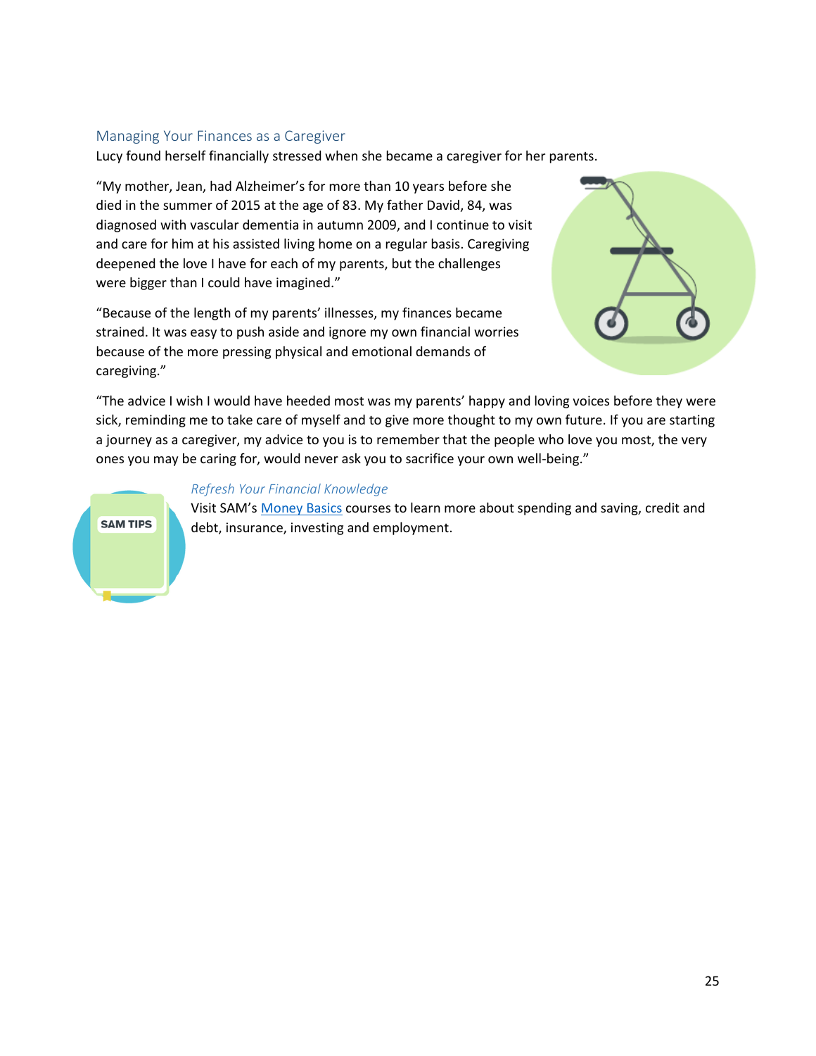## Managing Your Finances as a Caregiver

Lucy found herself financially stressed when she became a caregiver for her parents.

"My mother, Jean, had Alzheimer's for more than 10 years before she died in the summer of 2015 at the age of 83. My father David, 84, was diagnosed with vascular dementia in autumn 2009, and I continue to visit and care for him at his assisted living home on a regular basis. Caregiving deepened the love I have for each of my parents, but the challenges were bigger than I could have imagined."

"Because of the length of my parents' illnesses, my finances became strained. It was easy to push aside and ignore my own financial worries because of the more pressing physical and emotional demands of caregiving."

"The advice I wish I would have heeded most was my parents' happy and loving voices before they were sick, reminding me to take care of myself and to give more thought to my own future. If you are starting a journey as a caregiver, my advice to you is to remember that the people who love you most, the very ones you may be caring for, would never ask you to sacrifice your own well-being."

SAM TIPS

### *Refresh Your Financial Knowledge*

Visit SAM's Money Basics courses to learn more about spending and saving, credit and debt, insurance, investing and employment.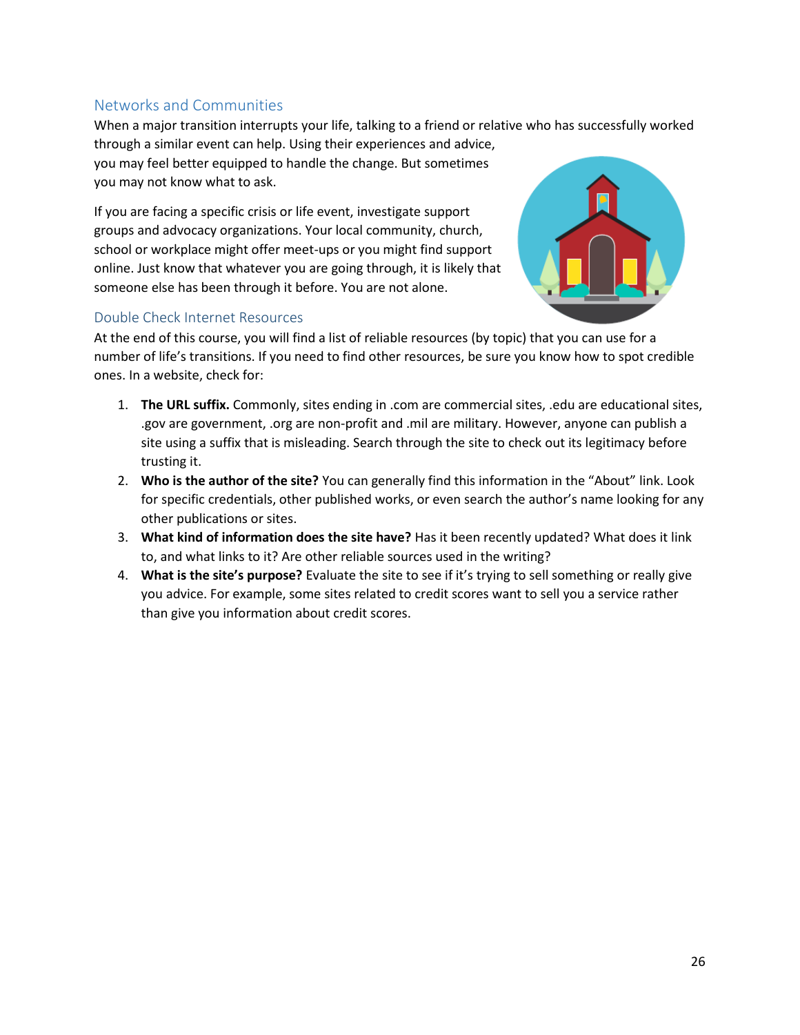## Networks and Communities

When a major transition interrupts your life, talking to a friend or relative who has successfully worked through a similar event can help. Using their experiences and advice, you may feel better equipped to handle the change. But sometimes you may not know what to ask.

If you are facing a specific crisis or life event, investigate support groups and advocacy organizations. Your local community, church, school or workplace might offer meet-ups or you might find support online. Just know that whatever you are going through, it is likely that someone else has been through it before. You are not alone.

## Double Check Internet Resources

At the end of this course, you will find a list of reliable resources (by topic) that you can use for a number of life's transitions. If you need to find other resources, be sure you know how to spot credible ones. In a website, check for:

1. **The URL suffix.** Commonly, sites ending in .com are commercial sites, .edu are educational sites, .gov are government, .org are non-profit and .mil are military. However, anyone can publish a site using a suffix that is misleading. Search through the site to check out its legitimacy before trusting it.
2. **Who is the author of the site?** You can generally find this information in the "About" link. Look for specific credentials, other published works, or even search the author's name looking for any other publications or sites.
3. **What kind of information does the site have?** Has it been recently updated? What does it link to, and what links to it? Are other reliable sources used in the writing?
4. **What is the site's purpose?** Evaluate the site to see if it's trying to sell something or really give you advice. For example, some sites related to credit scores want to sell you a service rather than give you information about credit scores.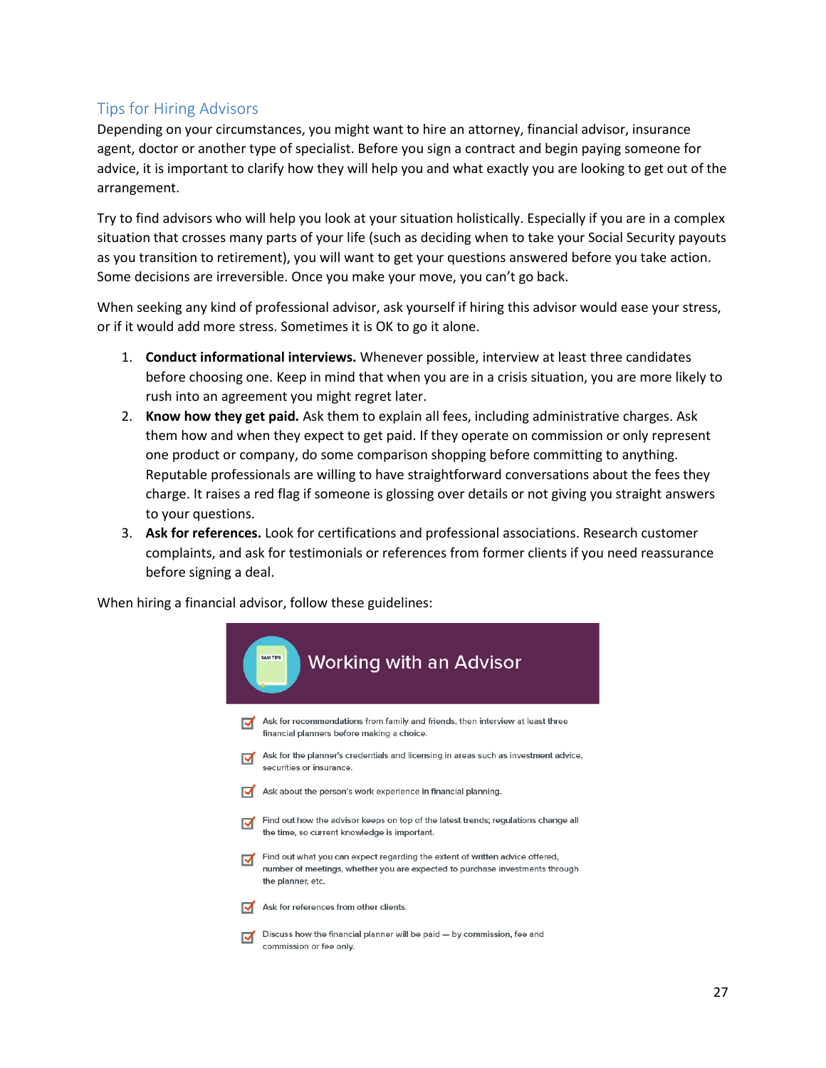## Tips for Hiring Advisors

Depending on your circumstances, you might want to hire an attorney, financial advisor, insurance agent, doctor or another type of specialist. Before you sign a contract and begin paying someone for advice, it is important to clarify how they will help you and what exactly you are looking to get out of the arrangement.

Try to find advisors who will help you look at your situation holistically. Especially if you are in a complex situation that crosses many parts of your life (such as deciding when to take your Social Security payouts as you transition to retirement), you will want to get your questions answered before you take action. Some decisions are irreversible. Once you make your move, you can't go back.

When seeking any kind of professional advisor, ask yourself if hiring this advisor would ease your stress, or if it would add more stress. Sometimes it is OK to go it alone.

1. **Conduct informational interviews.** Whenever possible, interview at least three candidates before choosing one. Keep in mind that when you are in a crisis situation, you are more likely to rush into an agreement you might regret later.
2. **Know how they get paid.** Ask them to explain all fees, including administrative charges. Ask them how and when they expect to get paid. If they operate on commission or only represent one product or company, do some comparison shopping before committing to anything. Reputable professionals are willing to have straightforward conversations about the fees they charge. It raises a red flag if someone is glossing over details or not giving you straight answers to your questions.
3. **Ask for references.** Look for certifications and professional associations. Research customer complaints, and ask for testimonials or references from former clients if you need reassurance before signing a deal.

When hiring a financial advisor, follow these guidelines:

### Working with an Advisor

- Ask for recommendations from family and friends, then interview at least three financial planners before making a choice.
- Ask for the planner's credentials and licensing in areas such as investment advice, securities or insurance.
- Ask about the person's work experience in financial planning.
- Find out how the advisor keeps on top of the latest trends; regulations change all the time, so current knowledge is important.
- Find out what you can expect regarding the extent of written advice offered, number of meetings, whether you are expected to purchase investments through the planner, etc.
- Ask for references from other clients.
- Discuss how the financial planner will be paid — by commission, fee and commission or fee only.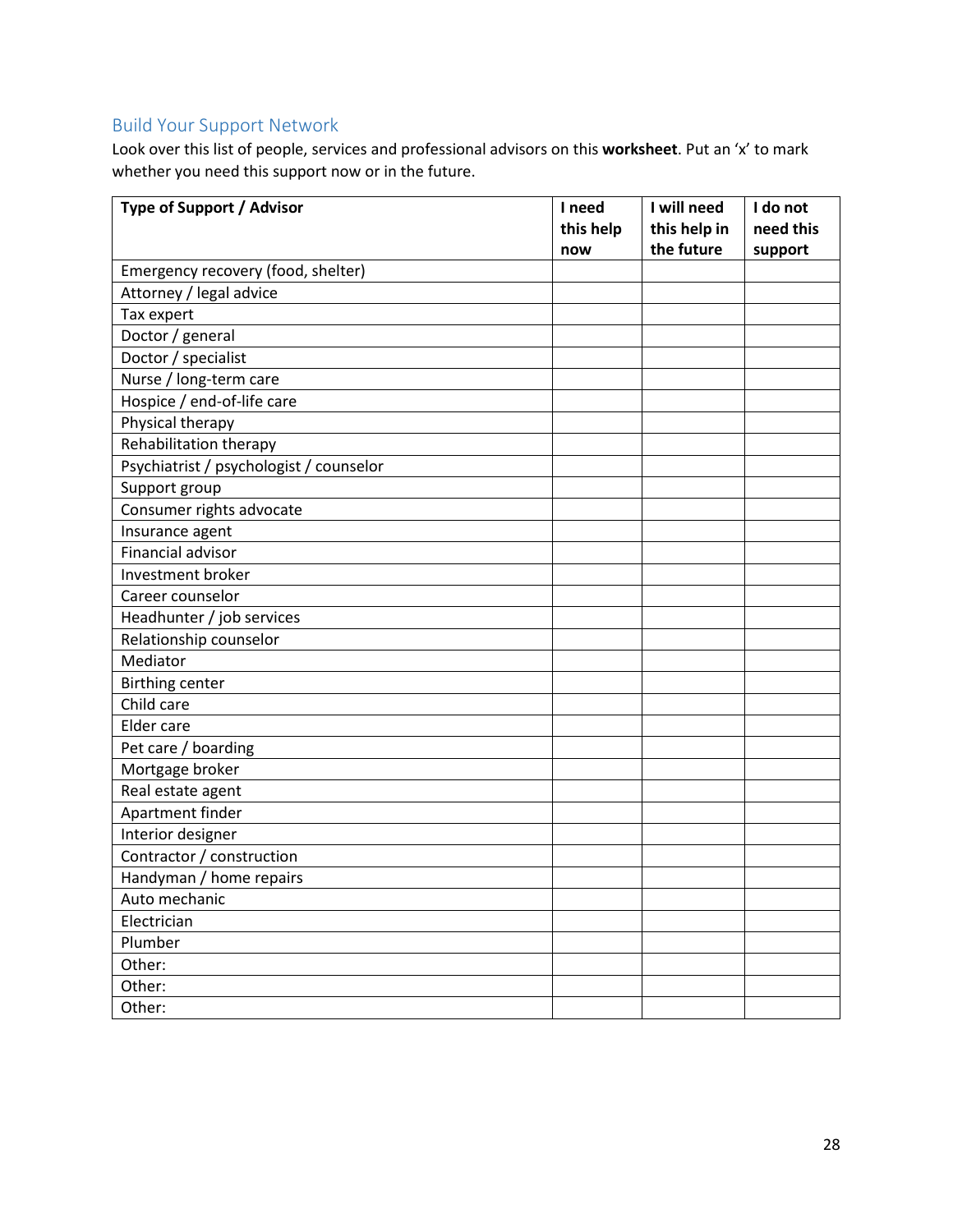## Build Your Support Network

Look over this list of people, services and professional advisors on this **worksheet**. Put an 'x' to mark whether you need this support now or in the future.

| Type of Support / Advisor | I need this help now | I will need this help in the future | I do not need this support |
|---|---|---|---|
| Emergency recovery (food, shelter) | | | |
| Attorney / legal advice | | | |
| Tax expert | | | |
| Doctor / general | | | |
| Doctor / specialist | | | |
| Nurse / long-term care | | | |
| Hospice / end-of-life care | | | |
| Physical therapy | | | |
| Rehabilitation therapy | | | |
| Psychiatrist / psychologist / counselor | | | |
| Support group | | | |
| Consumer rights advocate | | | |
| Insurance agent | | | |
| Financial advisor | | | |
| Investment broker | | | |
| Career counselor | | | |
| Headhunter / job services | | | |
| Relationship counselor | | | |
| Mediator | | | |
| Birthing center | | | |
| Child care | | | |
| Elder care | | | |
| Pet care / boarding | | | |
| Mortgage broker | | | |
| Real estate agent | | | |
| Apartment finder | | | |
| Interior designer | | | |
| Contractor / construction | | | |
| Handyman / home repairs | | | |
| Auto mechanic | | | |
| Electrician | | | |
| Plumber | | | |
| Other: | | | |
| Other: | | | |
| Other: | | | |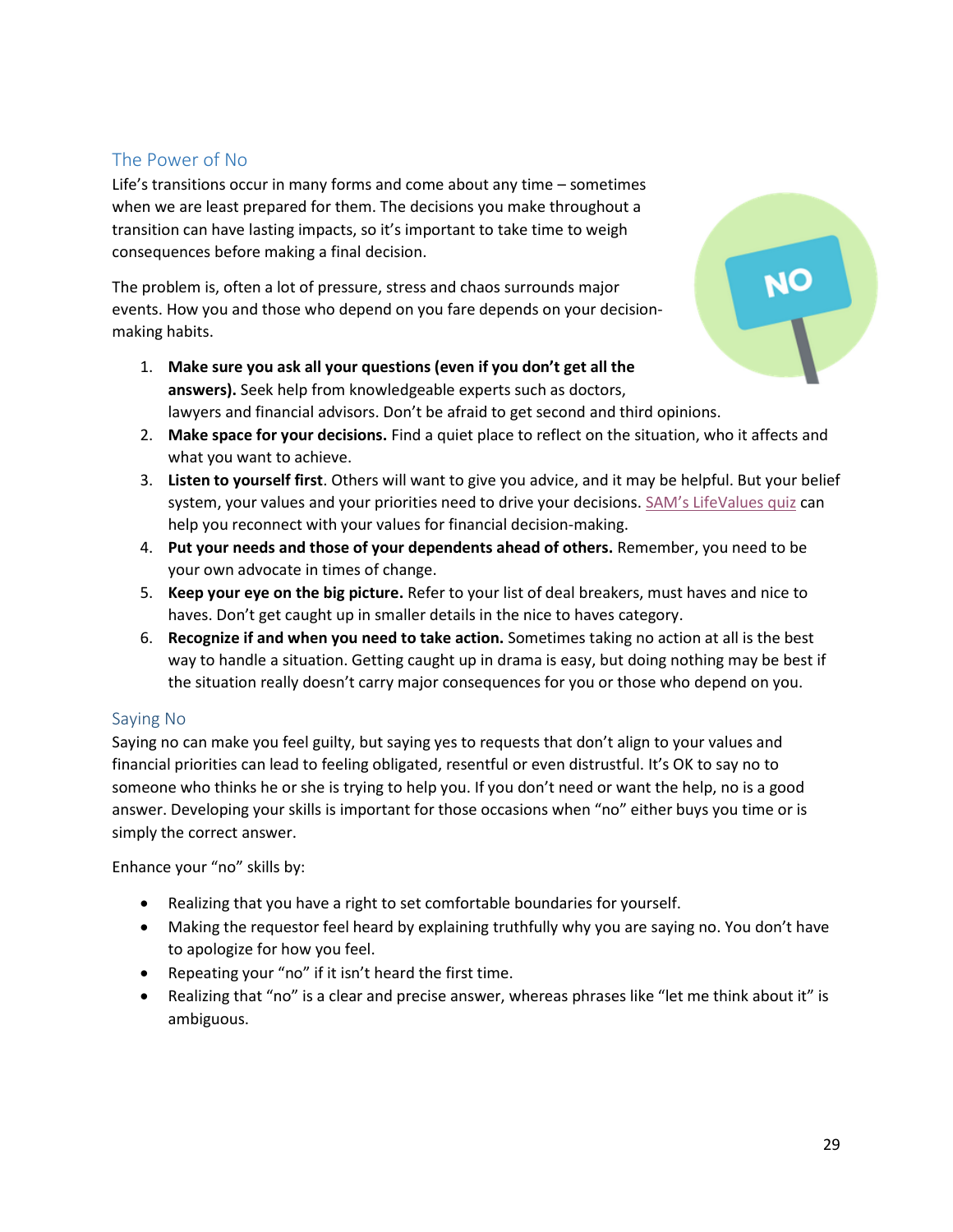## The Power of No

Life's transitions occur in many forms and come about any time – sometimes when we are least prepared for them. The decisions you make throughout a transition can have lasting impacts, so it's important to take time to weigh consequences before making a final decision.

The problem is, often a lot of pressure, stress and chaos surrounds major events. How you and those who depend on you fare depends on your decision-making habits.

1. **Make sure you ask all your questions (even if you don't get all the answers).** Seek help from knowledgeable experts such as doctors, lawyers and financial advisors. Don't be afraid to get second and third opinions.
2. **Make space for your decisions.** Find a quiet place to reflect on the situation, who it affects and what you want to achieve.
3. **Listen to yourself first**. Others will want to give you advice, and it may be helpful. But your belief system, your values and your priorities need to drive your decisions. SAM's LifeValues quiz can help you reconnect with your values for financial decision-making.
4. **Put your needs and those of your dependents ahead of others.** Remember, you need to be your own advocate in times of change.
5. **Keep your eye on the big picture.** Refer to your list of deal breakers, must haves and nice to haves. Don't get caught up in smaller details in the nice to haves category.
6. **Recognize if and when you need to take action.** Sometimes taking no action at all is the best way to handle a situation. Getting caught up in drama is easy, but doing nothing may be best if the situation really doesn't carry major consequences for you or those who depend on you.

## Saying No

Saying no can make you feel guilty, but saying yes to requests that don't align to your values and financial priorities can lead to feeling obligated, resentful or even distrustful. It's OK to say no to someone who thinks he or she is trying to help you. If you don't need or want the help, no is a good answer. Developing your skills is important for those occasions when "no" either buys you time or is simply the correct answer.

Enhance your "no" skills by:

- Realizing that you have a right to set comfortable boundaries for yourself.
- Making the requestor feel heard by explaining truthfully why you are saying no. You don't have to apologize for how you feel.
- Repeating your "no" if it isn't heard the first time.
- Realizing that "no" is a clear and precise answer, whereas phrases like "let me think about it" is ambiguous.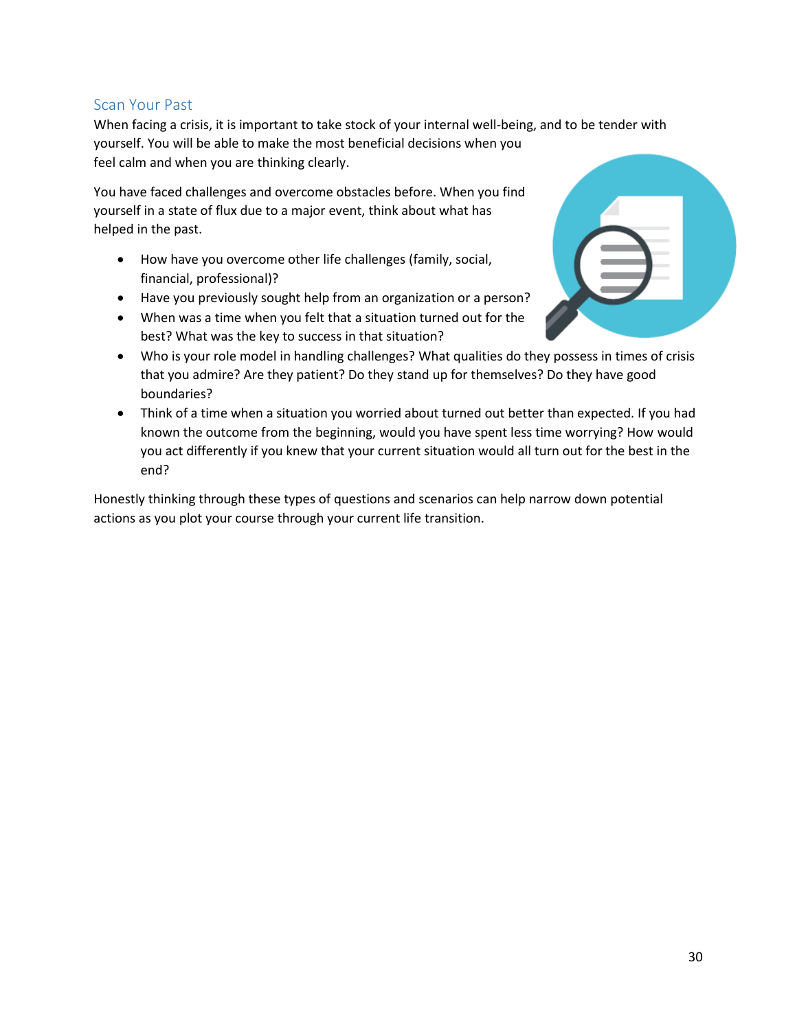## Scan Your Past

When facing a crisis, it is important to take stock of your internal well-being, and to be tender with yourself. You will be able to make the most beneficial decisions when you feel calm and when you are thinking clearly.

You have faced challenges and overcome obstacles before. When you find yourself in a state of flux due to a major event, think about what has helped in the past.

- How have you overcome other life challenges (family, social, financial, professional)?
- Have you previously sought help from an organization or a person?
- When was a time when you felt that a situation turned out for the best? What was the key to success in that situation?
- Who is your role model in handling challenges? What qualities do they possess in times of crisis that you admire? Are they patient? Do they stand up for themselves? Do they have good boundaries?
- Think of a time when a situation you worried about turned out better than expected. If you had known the outcome from the beginning, would you have spent less time worrying? How would you act differently if you knew that your current situation would all turn out for the best in the end?

Honestly thinking through these types of questions and scenarios can help narrow down potential actions as you plot your course through your current life transition.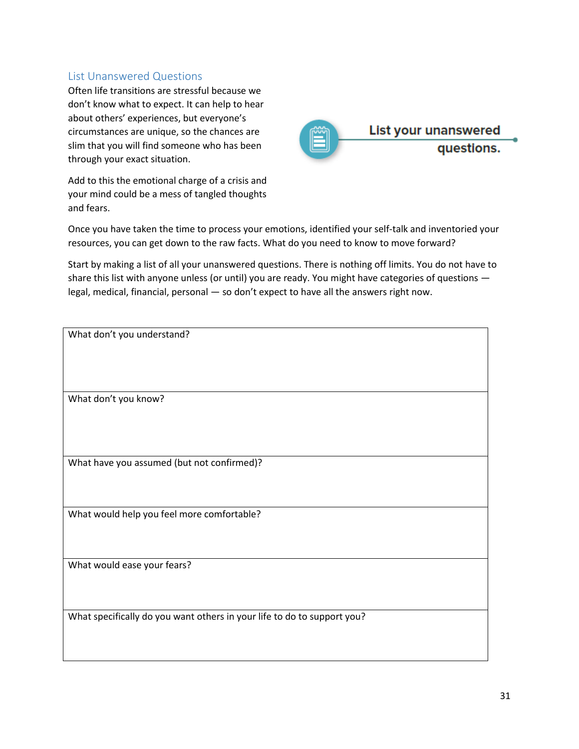## List Unanswered Questions

Often life transitions are stressful because we don't know what to expect. It can help to hear about others' experiences, but everyone's circumstances are unique, so the chances are slim that you will find someone who has been through your exact situation.

**List your unanswered questions.**

Add to this the emotional charge of a crisis and your mind could be a mess of tangled thoughts and fears.

Once you have taken the time to process your emotions, identified your self-talk and inventoried your resources, you can get down to the raw facts. What do you need to know to move forward?

Start by making a list of all your unanswered questions. There is nothing off limits. You do not have to share this list with anyone unless (or until) you are ready. You might have categories of questions — legal, medical, financial, personal — so don't expect to have all the answers right now.

| What don't you understand? |
| --- |
| What don't you know? |
| What have you assumed (but not confirmed)? |
| What would help you feel more comfortable? |
| What would ease your fears? |
| What specifically do you want others in your life to do to support you? |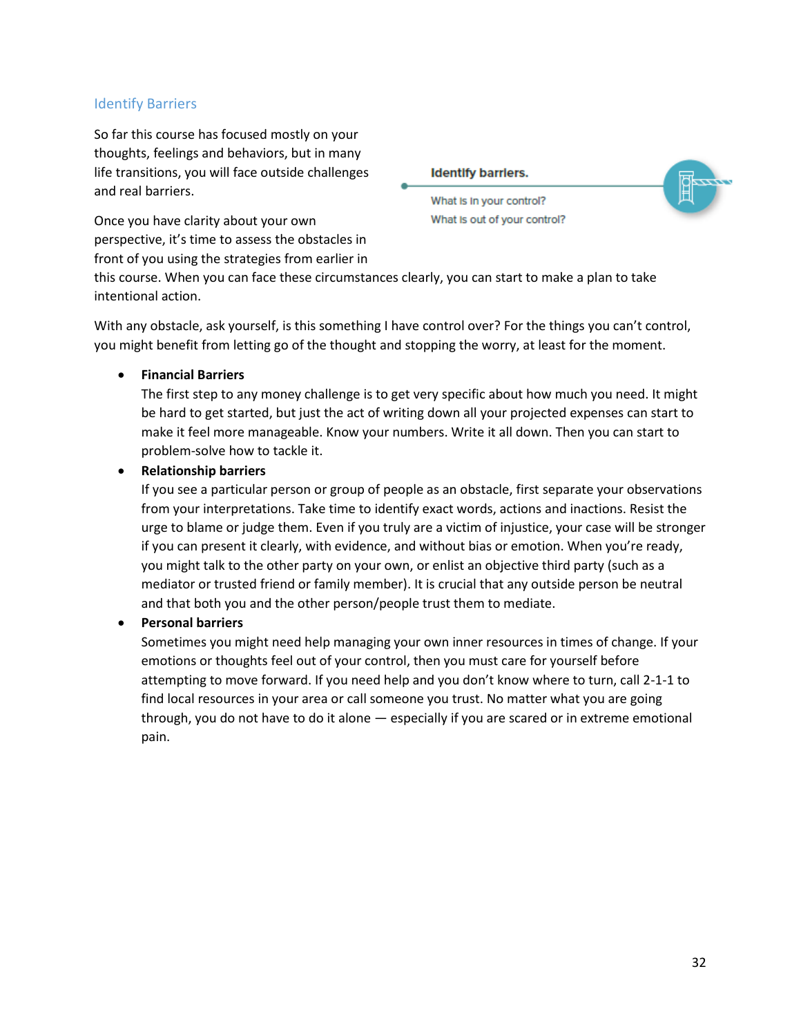## Identify Barriers

So far this course has focused mostly on your thoughts, feelings and behaviors, but in many life transitions, you will face outside challenges and real barriers.

**Identify barriers.**

What is in your control?

What is out of your control?

Once you have clarity about your own perspective, it's time to assess the obstacles in front of you using the strategies from earlier in this course. When you can face these circumstances clearly, you can start to make a plan to take intentional action.

With any obstacle, ask yourself, is this something I have control over? For the things you can't control, you might benefit from letting go of the thought and stopping the worry, at least for the moment.

- **Financial Barriers**
  The first step to any money challenge is to get very specific about how much you need. It might be hard to get started, but just the act of writing down all your projected expenses can start to make it feel more manageable. Know your numbers. Write it all down. Then you can start to problem-solve how to tackle it.
- **Relationship barriers**
  If you see a particular person or group of people as an obstacle, first separate your observations from your interpretations. Take time to identify exact words, actions and inactions. Resist the urge to blame or judge them. Even if you truly are a victim of injustice, your case will be stronger if you can present it clearly, with evidence, and without bias or emotion. When you're ready, you might talk to the other party on your own, or enlist an objective third party (such as a mediator or trusted friend or family member). It is crucial that any outside person be neutral and that both you and the other person/people trust them to mediate.
- **Personal barriers**
  Sometimes you might need help managing your own inner resources in times of change. If your emotions or thoughts feel out of your control, then you must care for yourself before attempting to move forward. If you need help and you don't know where to turn, call 2-1-1 to find local resources in your area or call someone you trust. No matter what you are going through, you do not have to do it alone — especially if you are scared or in extreme emotional pain.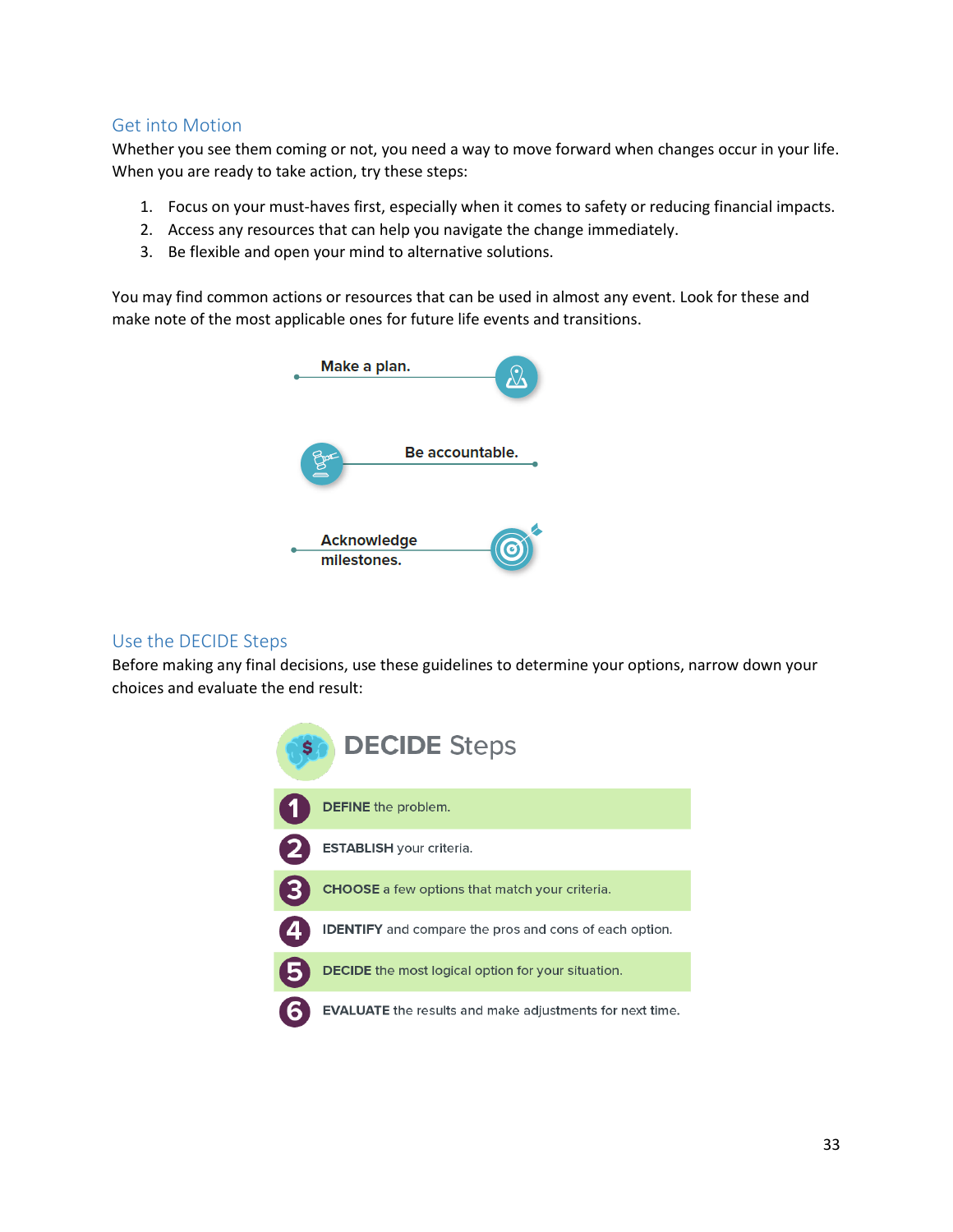## Get into Motion

Whether you see them coming or not, you need a way to move forward when changes occur in your life. When you are ready to take action, try these steps:

1. Focus on your must-haves first, especially when it comes to safety or reducing financial impacts.
2. Access any resources that can help you navigate the change immediately.
3. Be flexible and open your mind to alternative solutions.

You may find common actions or resources that can be used in almost any event. Look for these and make note of the most applicable ones for future life events and transitions.

**Make a plan.**

**Be accountable.**

**Acknowledge milestones.**

## Use the DECIDE Steps

Before making any final decisions, use these guidelines to determine your options, narrow down your choices and evaluate the end result:

### DECIDE Steps

1. **DEFINE** the problem.
2. **ESTABLISH** your criteria.
3. **CHOOSE** a few options that match your criteria.
4. **IDENTIFY** and compare the pros and cons of each option.
5. **DECIDE** the most logical option for your situation.
6. **EVALUATE** the results and make adjustments for next time.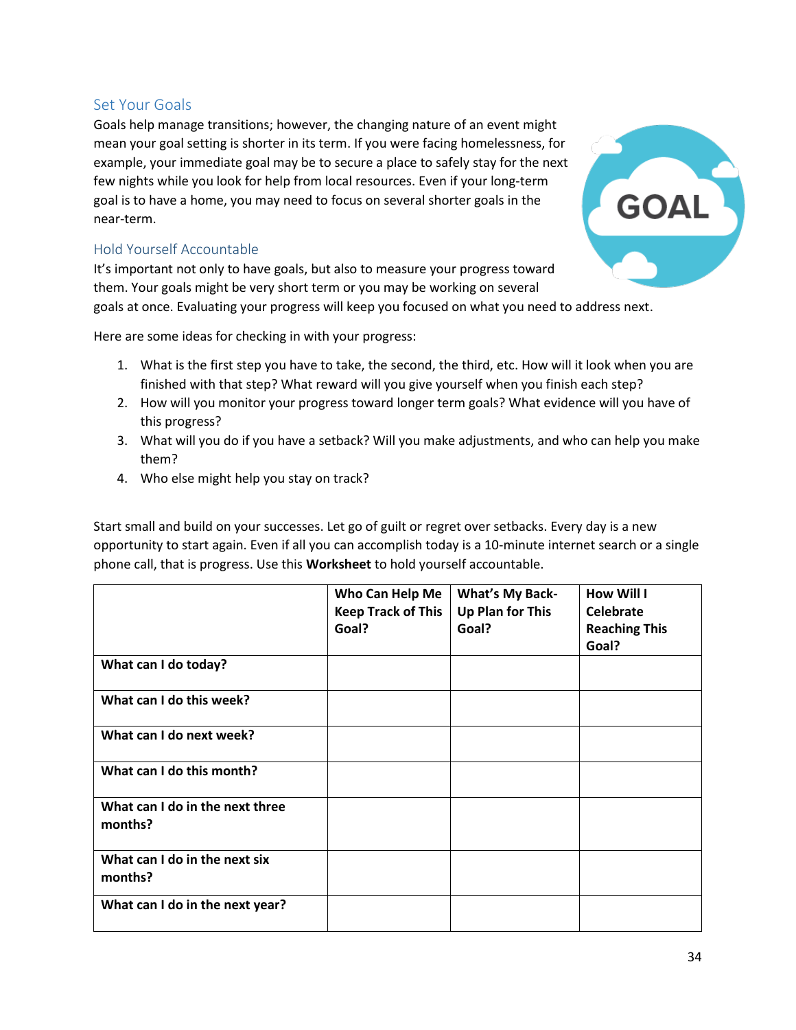## Set Your Goals

Goals help manage transitions; however, the changing nature of an event might mean your goal setting is shorter in its term. If you were facing homelessness, for example, your immediate goal may be to secure a place to safely stay for the next few nights while you look for help from local resources. Even if your long-term goal is to have a home, you may need to focus on several shorter goals in the near-term.

## Hold Yourself Accountable

It's important not only to have goals, but also to measure your progress toward them. Your goals might be very short term or you may be working on several goals at once. Evaluating your progress will keep you focused on what you need to address next.

Here are some ideas for checking in with your progress:

1. What is the first step you have to take, the second, the third, etc. How will it look when you are finished with that step? What reward will you give yourself when you finish each step?
2. How will you monitor your progress toward longer term goals? What evidence will you have of this progress?
3. What will you do if you have a setback? Will you make adjustments, and who can help you make them?
4. Who else might help you stay on track?

Start small and build on your successes. Let go of guilt or regret over setbacks. Every day is a new opportunity to start again. Even if all you can accomplish today is a 10-minute internet search or a single phone call, that is progress. Use this **Worksheet** to hold yourself accountable.

| | **Who Can Help Me Keep Track of This Goal?** | **What's My Back-Up Plan for This Goal?** | **How Will I Celebrate Reaching This Goal?** |
|---|---|---|---|
| **What can I do today?** | | | |
| **What can I do this week?** | | | |
| **What can I do next week?** | | | |
| **What can I do this month?** | | | |
| **What can I do in the next three months?** | | | |
| **What can I do in the next six months?** | | | |
| **What can I do in the next year?** | | | |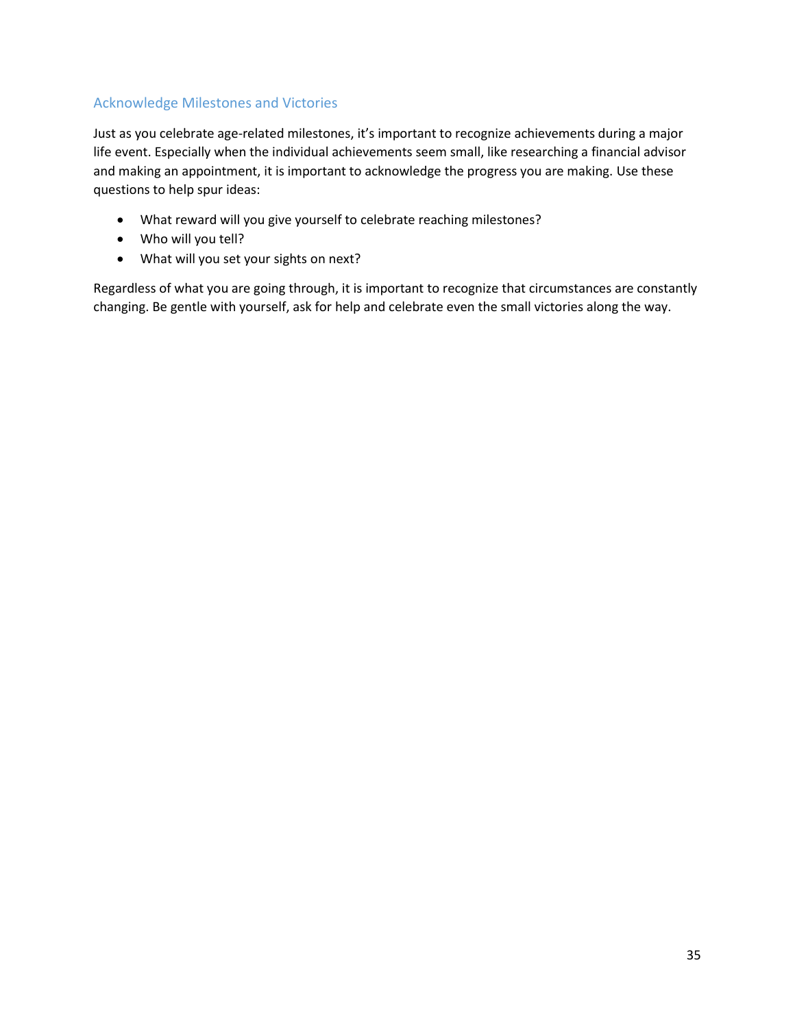### Acknowledge Milestones and Victories

Just as you celebrate age-related milestones, it's important to recognize achievements during a major life event. Especially when the individual achievements seem small, like researching a financial advisor and making an appointment, it is important to acknowledge the progress you are making. Use these questions to help spur ideas:

- What reward will you give yourself to celebrate reaching milestones?
- Who will you tell?
- What will you set your sights on next?

Regardless of what you are going through, it is important to recognize that circumstances are constantly changing. Be gentle with yourself, ask for help and celebrate even the small victories along the way.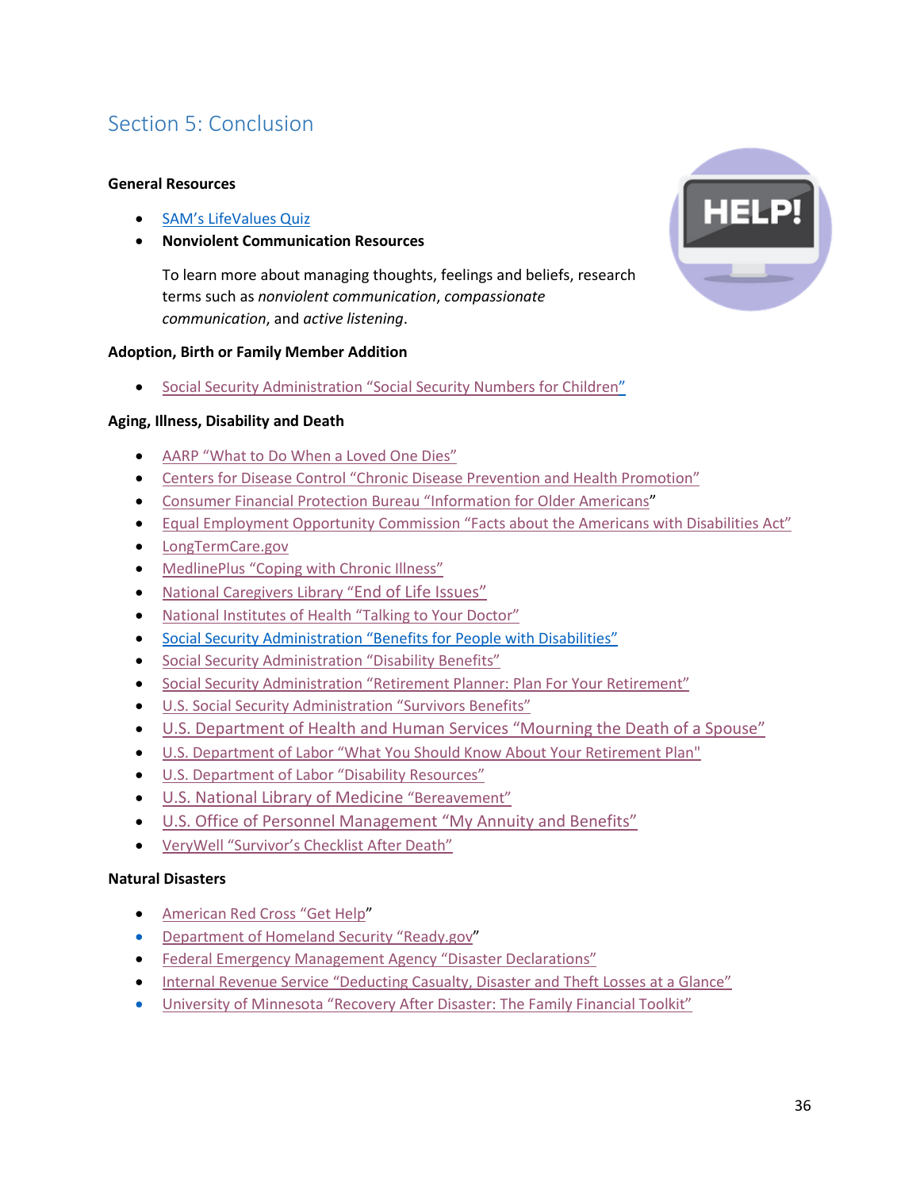## Section 5: Conclusion

**General Resources**

- SAM's LifeValues Quiz
- **Nonviolent Communication Resources**

  To learn more about managing thoughts, feelings and beliefs, research terms such as *nonviolent communication*, *compassionate communication*, and *active listening*.

**Adoption, Birth or Family Member Addition**

- Social Security Administration "Social Security Numbers for Children"

**Aging, Illness, Disability and Death**

- AARP "What to Do When a Loved One Dies"
- Centers for Disease Control "Chronic Disease Prevention and Health Promotion"
- Consumer Financial Protection Bureau "Information for Older Americans"
- Equal Employment Opportunity Commission "Facts about the Americans with Disabilities Act"
- LongTermCare.gov
- MedlinePlus "Coping with Chronic Illness"
- National Caregivers Library "End of Life Issues"
- National Institutes of Health "Talking to Your Doctor"
- Social Security Administration "Benefits for People with Disabilities"
- Social Security Administration "Disability Benefits"
- Social Security Administration "Retirement Planner: Plan For Your Retirement"
- U.S. Social Security Administration "Survivors Benefits"
- U.S. Department of Health and Human Services "Mourning the Death of a Spouse"
- U.S. Department of Labor "What You Should Know About Your Retirement Plan"
- U.S. Department of Labor "Disability Resources"
- U.S. National Library of Medicine "Bereavement"
- U.S. Office of Personnel Management "My Annuity and Benefits"
- VeryWell "Survivor's Checklist After Death"

**Natural Disasters**

- American Red Cross "Get Help"
- Department of Homeland Security "Ready.gov"
- Federal Emergency Management Agency "Disaster Declarations"
- Internal Revenue Service "Deducting Casualty, Disaster and Theft Losses at a Glance"
- University of Minnesota "Recovery After Disaster: The Family Financial Toolkit"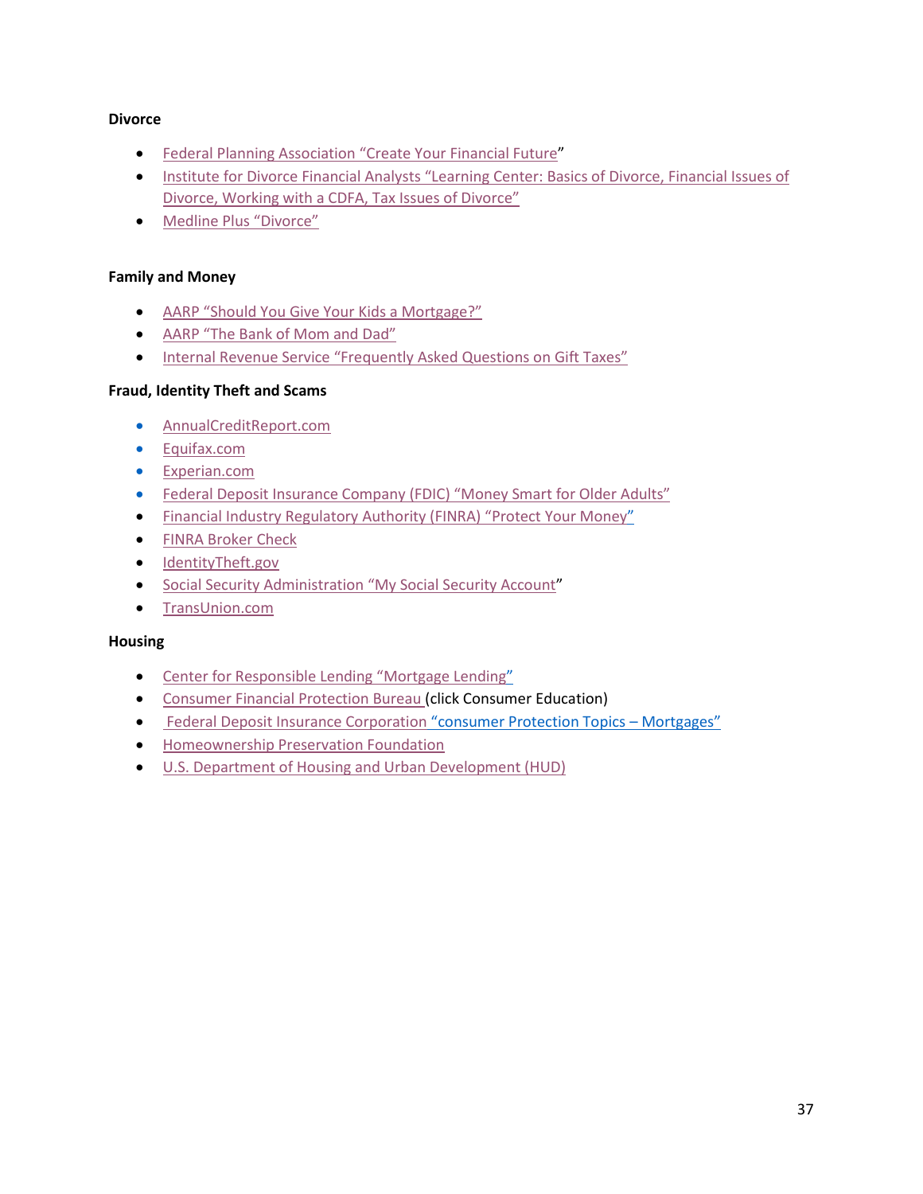**Divorce**

- Federal Planning Association "Create Your Financial Future"
- Institute for Divorce Financial Analysts "Learning Center: Basics of Divorce, Financial Issues of Divorce, Working with a CDFA, Tax Issues of Divorce"
- Medline Plus "Divorce"

**Family and Money**

- AARP "Should You Give Your Kids a Mortgage?"
- AARP "The Bank of Mom and Dad"
- Internal Revenue Service "Frequently Asked Questions on Gift Taxes"

**Fraud, Identity Theft and Scams**

- AnnualCreditReport.com
- Equifax.com
- Experian.com
- Federal Deposit Insurance Company (FDIC) "Money Smart for Older Adults"
- Financial Industry Regulatory Authority (FINRA) "Protect Your Money"
- FINRA Broker Check
- IdentityTheft.gov
- Social Security Administration "My Social Security Account"
- TransUnion.com

**Housing**

- Center for Responsible Lending "Mortgage Lending"
- Consumer Financial Protection Bureau (click Consumer Education)
- Federal Deposit Insurance Corporation "consumer Protection Topics – Mortgages"
- Homeownership Preservation Foundation
- U.S. Department of Housing and Urban Development (HUD)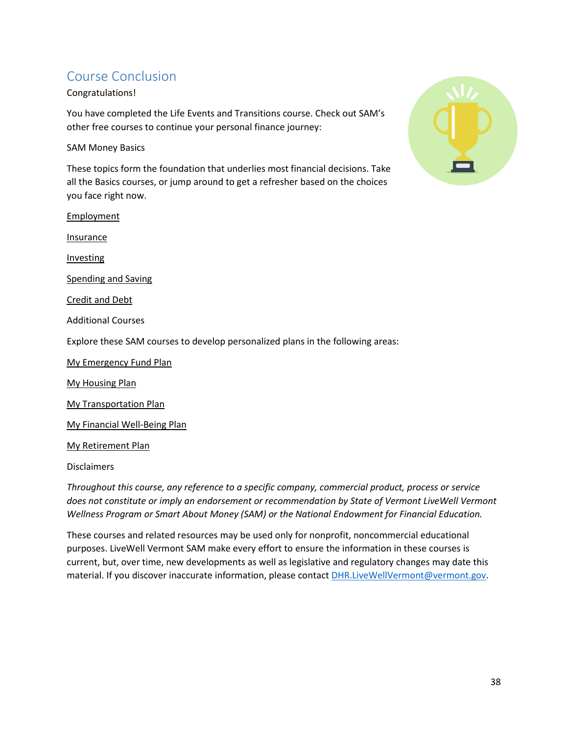## Course Conclusion

Congratulations!

You have completed the Life Events and Transitions course. Check out SAM's other free courses to continue your personal finance journey:

SAM Money Basics

These topics form the foundation that underlies most financial decisions. Take all the Basics courses, or jump around to get a refresher based on the choices you face right now.

Employment

Insurance

Investing

Spending and Saving

Credit and Debt

Additional Courses

Explore these SAM courses to develop personalized plans in the following areas:

My Emergency Fund Plan

My Housing Plan

My Transportation Plan

My Financial Well-Being Plan

My Retirement Plan

Disclaimers

*Throughout this course, any reference to a specific company, commercial product, process or service does not constitute or imply an endorsement or recommendation by State of Vermont LiveWell Vermont Wellness Program or Smart About Money (SAM) or the National Endowment for Financial Education.*

These courses and related resources may be used only for nonprofit, noncommercial educational purposes. LiveWell Vermont SAM make every effort to ensure the information in these courses is current, but, over time, new developments as well as legislative and regulatory changes may date this material. If you discover inaccurate information, please contact DHR.LiveWellVermont@vermont.gov.